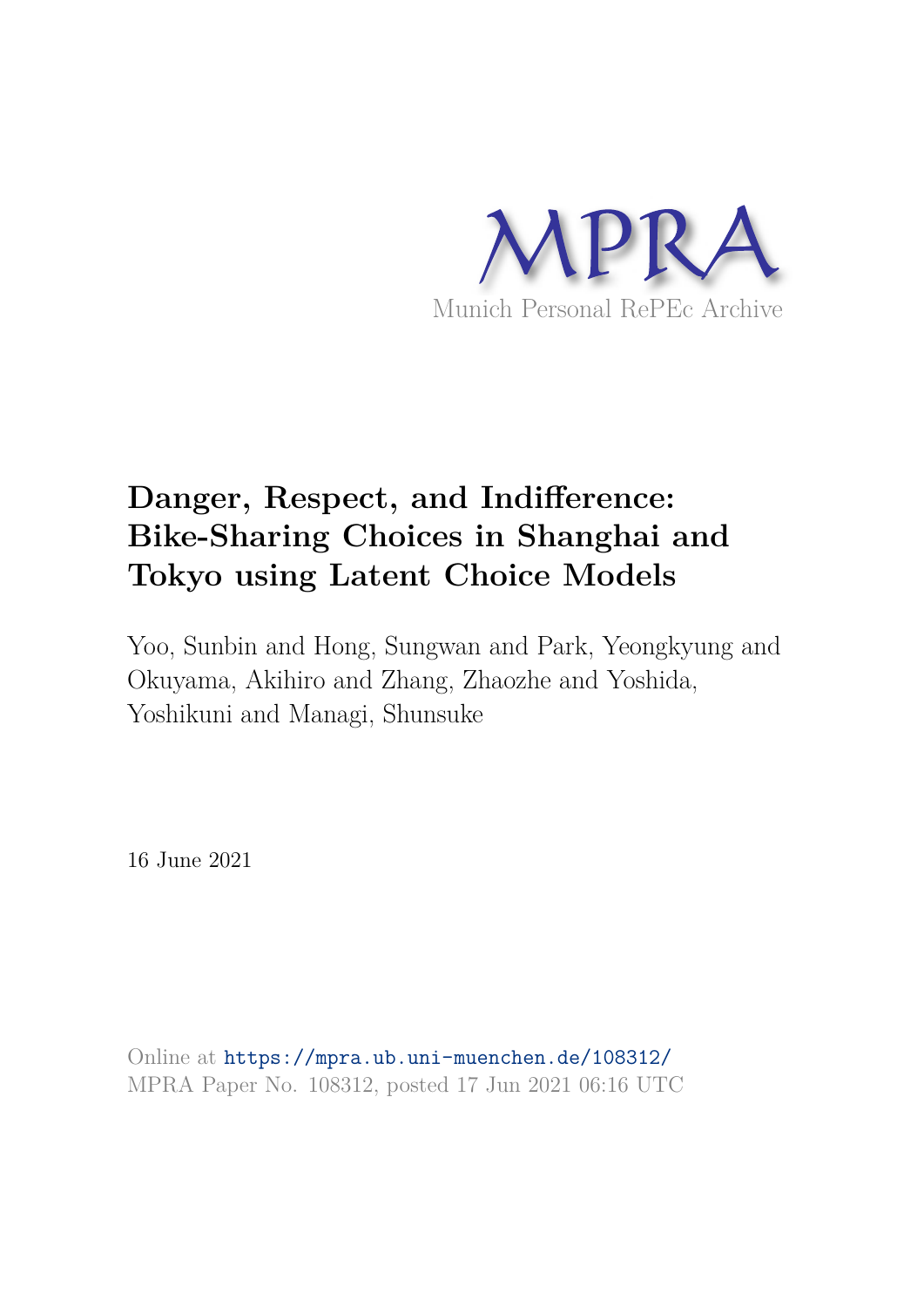MPRA

Munich Personal RePEc Archive

# Danger, Respect, and Indifference: Bike-Sharing Choices in Shanghai and Tokyo using Latent Choice Models

Yoo, Sunbin and Hong, Sungwan and Park, Yeongkyung and Okuyama, Akihiro and Zhang, Zhaozhe and Yoshida, Yoshikuni and Managi, Shunsuke

16 June 2021

Online at https://mpra.ub.uni-muenchen.de/108312/
MPRA Paper No. 108312, posted 17 Jun 2021 06:16 UTC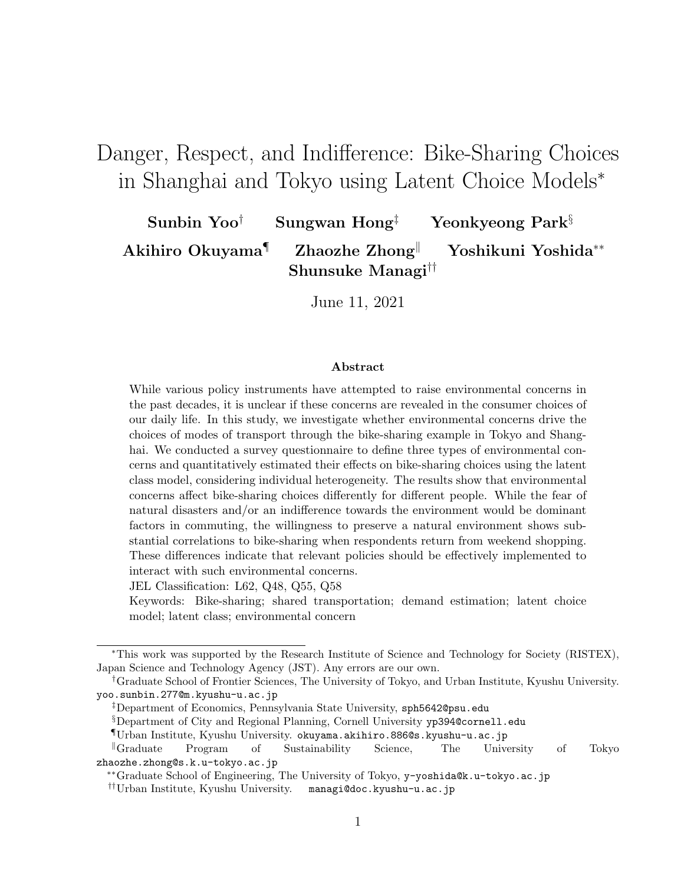# Danger, Respect, and Indifference: Bike-Sharing Choices in Shanghai and Tokyo using Latent Choice Models*

**Sunbin Yoo**[†] **Sungwan Hong**[‡] **Yeonkyeong Park**[§]
**Akihiro Okuyama**[¶] **Zhaozhe Zhong**[‖] **Yoshikuni Yoshida**[**]
**Shunsuke Managi**[††]

June 11, 2021

### Abstract

While various policy instruments have attempted to raise environmental concerns in the past decades, it is unclear if these concerns are revealed in the consumer choices of our daily life. In this study, we investigate whether environmental concerns drive the choices of modes of transport through the bike-sharing example in Tokyo and Shanghai. We conducted a survey questionnaire to define three types of environmental concerns and quantitatively estimated their effects on bike-sharing choices using the latent class model, considering individual heterogeneity. The results show that environmental concerns affect bike-sharing choices differently for different people. While the fear of natural disasters and/or an indifference towards the environment would be dominant factors in commuting, the willingness to preserve a natural environment shows substantial correlations to bike-sharing when respondents return from weekend shopping. These differences indicate that relevant policies should be effectively implemented to interact with such environmental concerns.

JEL Classification: L62, Q48, Q55, Q58

Keywords: Bike-sharing; shared transportation; demand estimation; latent choice model; latent class; environmental concern

---

*This work was supported by the Research Institute of Science and Technology for Society (RISTEX), Japan Science and Technology Agency (JST). Any errors are our own.

†Graduate School of Frontier Sciences, The University of Tokyo, and Urban Institute, Kyushu University. yoo.sunbin.277@m.kyushu-u.ac.jp

‡Department of Economics, Pennsylvania State University, sph5642@psu.edu

§Department of City and Regional Planning, Cornell University yp394@cornell.edu

¶Urban Institute, Kyushu University. okuyama.akihiro.886@s.kyushu-u.ac.jp

‖Graduate Program of Sustainability Science, The University of Tokyo zhaozhe.zhong@s.k.u-tokyo.ac.jp

**Graduate School of Engineering, The University of Tokyo, y-yoshida@k.u-tokyo.ac.jp

††Urban Institute, Kyushu University. managi@doc.kyushu-u.ac.jp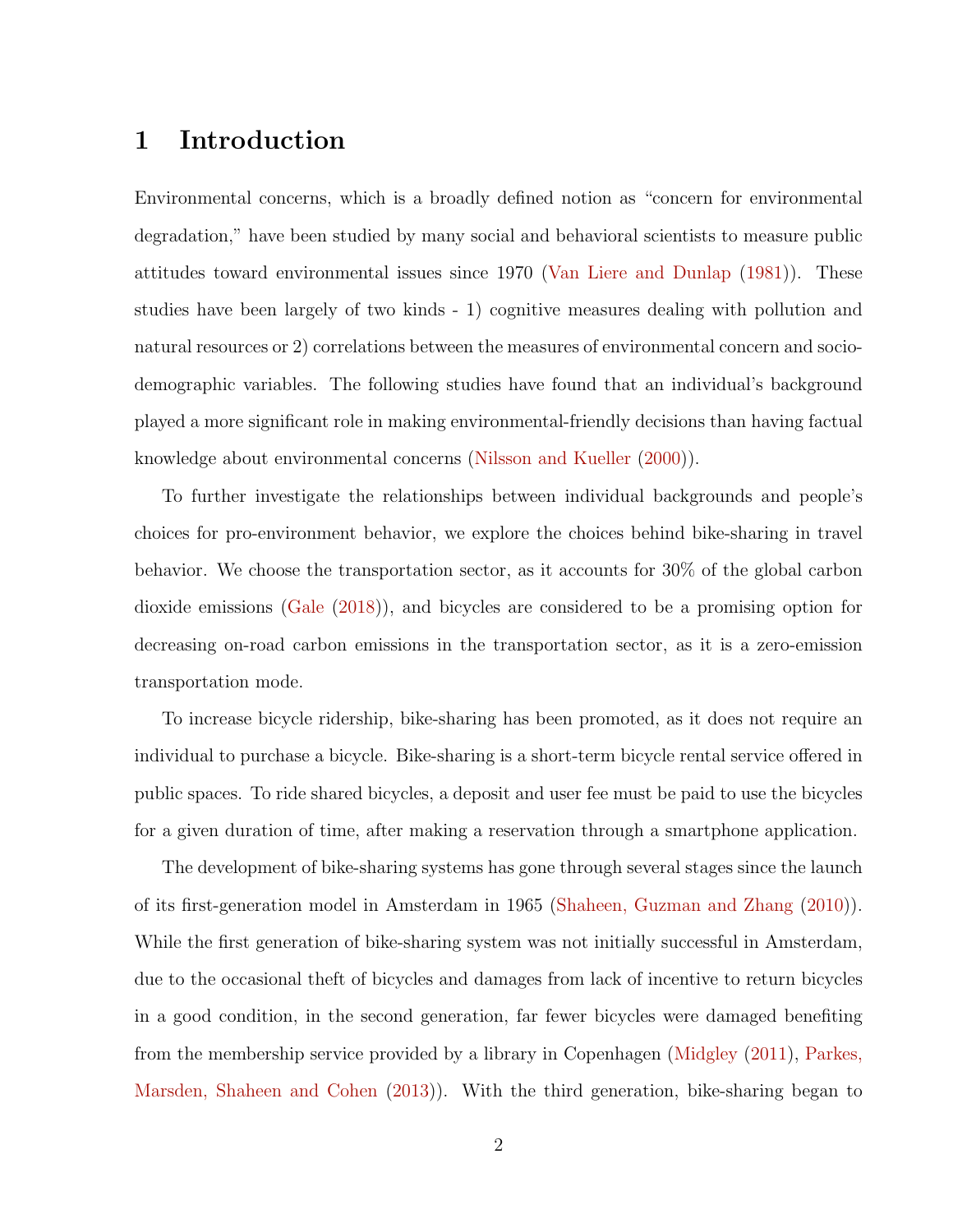# 1 Introduction

Environmental concerns, which is a broadly defined notion as "concern for environmental degradation," have been studied by many social and behavioral scientists to measure public attitudes toward environmental issues since 1970 (Van Liere and Dunlap (1981)). These studies have been largely of two kinds - 1) cognitive measures dealing with pollution and natural resources or 2) correlations between the measures of environmental concern and socio-demographic variables. The following studies have found that an individual's background played a more significant role in making environmental-friendly decisions than having factual knowledge about environmental concerns (Nilsson and Kueller (2000)).

To further investigate the relationships between individual backgrounds and people's choices for pro-environment behavior, we explore the choices behind bike-sharing in travel behavior. We choose the transportation sector, as it accounts for 30% of the global carbon dioxide emissions (Gale (2018)), and bicycles are considered to be a promising option for decreasing on-road carbon emissions in the transportation sector, as it is a zero-emission transportation mode.

To increase bicycle ridership, bike-sharing has been promoted, as it does not require an individual to purchase a bicycle. Bike-sharing is a short-term bicycle rental service offered in public spaces. To ride shared bicycles, a deposit and user fee must be paid to use the bicycles for a given duration of time, after making a reservation through a smartphone application.

The development of bike-sharing systems has gone through several stages since the launch of its first-generation model in Amsterdam in 1965 (Shaheen, Guzman and Zhang (2010)). While the first generation of bike-sharing system was not initially successful in Amsterdam, due to the occasional theft of bicycles and damages from lack of incentive to return bicycles in a good condition, in the second generation, far fewer bicycles were damaged benefiting from the membership service provided by a library in Copenhagen (Midgley (2011), Parkes, Marsden, Shaheen and Cohen (2013)). With the third generation, bike-sharing began to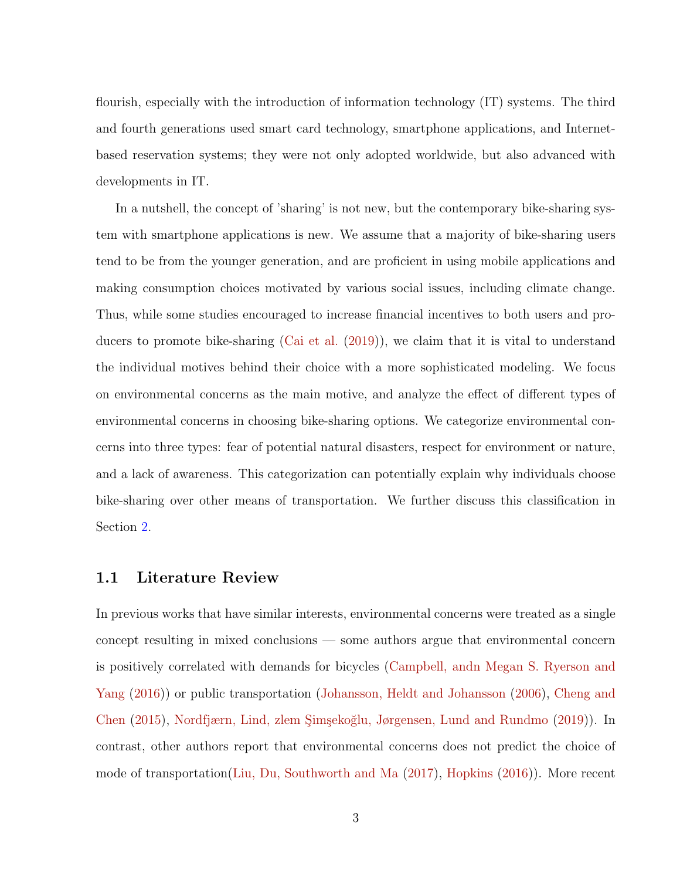flourish, especially with the introduction of information technology (IT) systems. The third and fourth generations used smart card technology, smartphone applications, and Internet-based reservation systems; they were not only adopted worldwide, but also advanced with developments in IT.

In a nutshell, the concept of 'sharing' is not new, but the contemporary bike-sharing system with smartphone applications is new. We assume that a majority of bike-sharing users tend to be from the younger generation, and are proficient in using mobile applications and making consumption choices motivated by various social issues, including climate change. Thus, while some studies encouraged to increase financial incentives to both users and producers to promote bike-sharing (Cai et al. (2019)), we claim that it is vital to understand the individual motives behind their choice with a more sophisticated modeling. We focus on environmental concerns as the main motive, and analyze the effect of different types of environmental concerns in choosing bike-sharing options. We categorize environmental concerns into three types: fear of potential natural disasters, respect for environment or nature, and a lack of awareness. This categorization can potentially explain why individuals choose bike-sharing over other means of transportation. We further discuss this classification in Section 2.

### 1.1 Literature Review

In previous works that have similar interests, environmental concerns were treated as a single concept resulting in mixed conclusions — some authors argue that environmental concern is positively correlated with demands for bicycles (Campbell, andn Megan S. Ryerson and Yang (2016)) or public transportation (Johansson, Heldt and Johansson (2006), Cheng and Chen (2015), Nordfjærn, Lind, zlem Şimşekoğlu, Jørgensen, Lund and Rundmo (2019)). In contrast, other authors report that environmental concerns does not predict the choice of mode of transportation(Liu, Du, Southworth and Ma (2017), Hopkins (2016)). More recent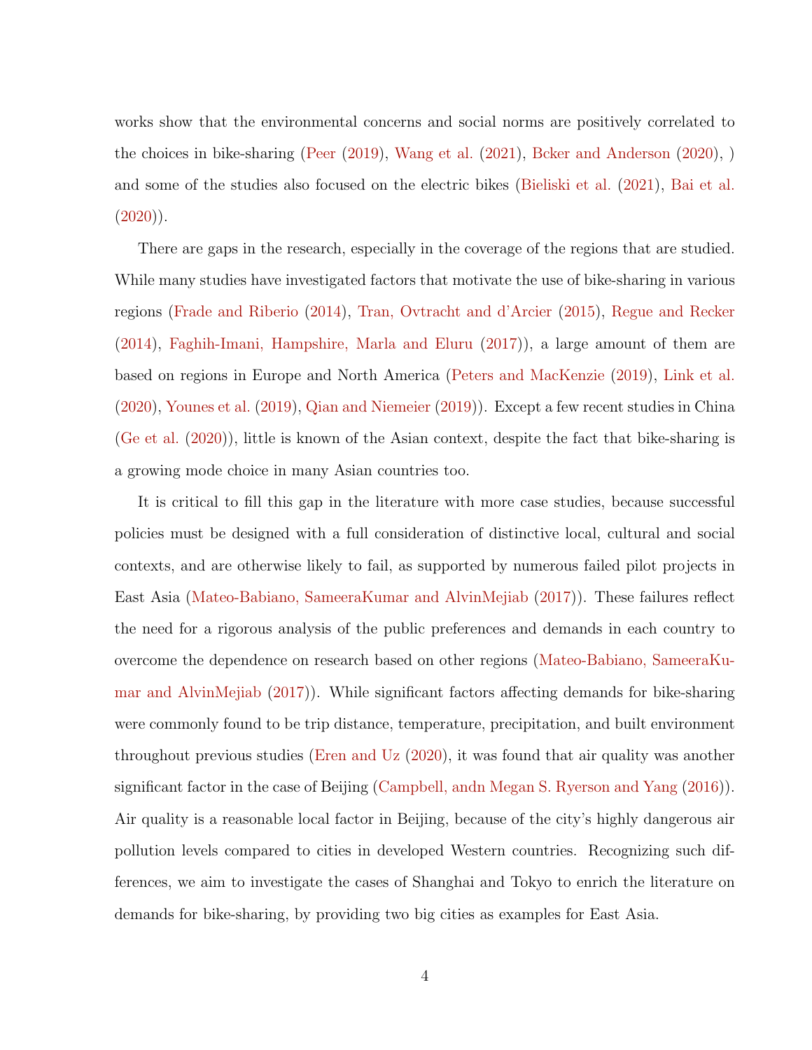works show that the environmental concerns and social norms are positively correlated to the choices in bike-sharing (Peer (2019), Wang et al. (2021), Bcker and Anderson (2020), ) and some of the studies also focused on the electric bikes (Bieliski et al. (2021), Bai et al. (2020)).

There are gaps in the research, especially in the coverage of the regions that are studied. While many studies have investigated factors that motivate the use of bike-sharing in various regions (Frade and Riberio (2014), Tran, Ovtracht and d'Arcier (2015), Regue and Recker (2014), Faghih-Imani, Hampshire, Marla and Eluru (2017)), a large amount of them are based on regions in Europe and North America (Peters and MacKenzie (2019), Link et al. (2020), Younes et al. (2019), Qian and Niemeier (2019)). Except a few recent studies in China (Ge et al. (2020)), little is known of the Asian context, despite the fact that bike-sharing is a growing mode choice in many Asian countries too.

It is critical to fill this gap in the literature with more case studies, because successful policies must be designed with a full consideration of distinctive local, cultural and social contexts, and are otherwise likely to fail, as supported by numerous failed pilot projects in East Asia (Mateo-Babiano, SameeraKumar and AlvinMejiab (2017)). These failures reflect the need for a rigorous analysis of the public preferences and demands in each country to overcome the dependence on research based on other regions (Mateo-Babiano, SameeraKumar and AlvinMejiab (2017)). While significant factors affecting demands for bike-sharing were commonly found to be trip distance, temperature, precipitation, and built environment throughout previous studies (Eren and Uz (2020), it was found that air quality was another significant factor in the case of Beijing (Campbell, andn Megan S. Ryerson and Yang (2016)). Air quality is a reasonable local factor in Beijing, because of the city's highly dangerous air pollution levels compared to cities in developed Western countries. Recognizing such differences, we aim to investigate the cases of Shanghai and Tokyo to enrich the literature on demands for bike-sharing, by providing two big cities as examples for East Asia.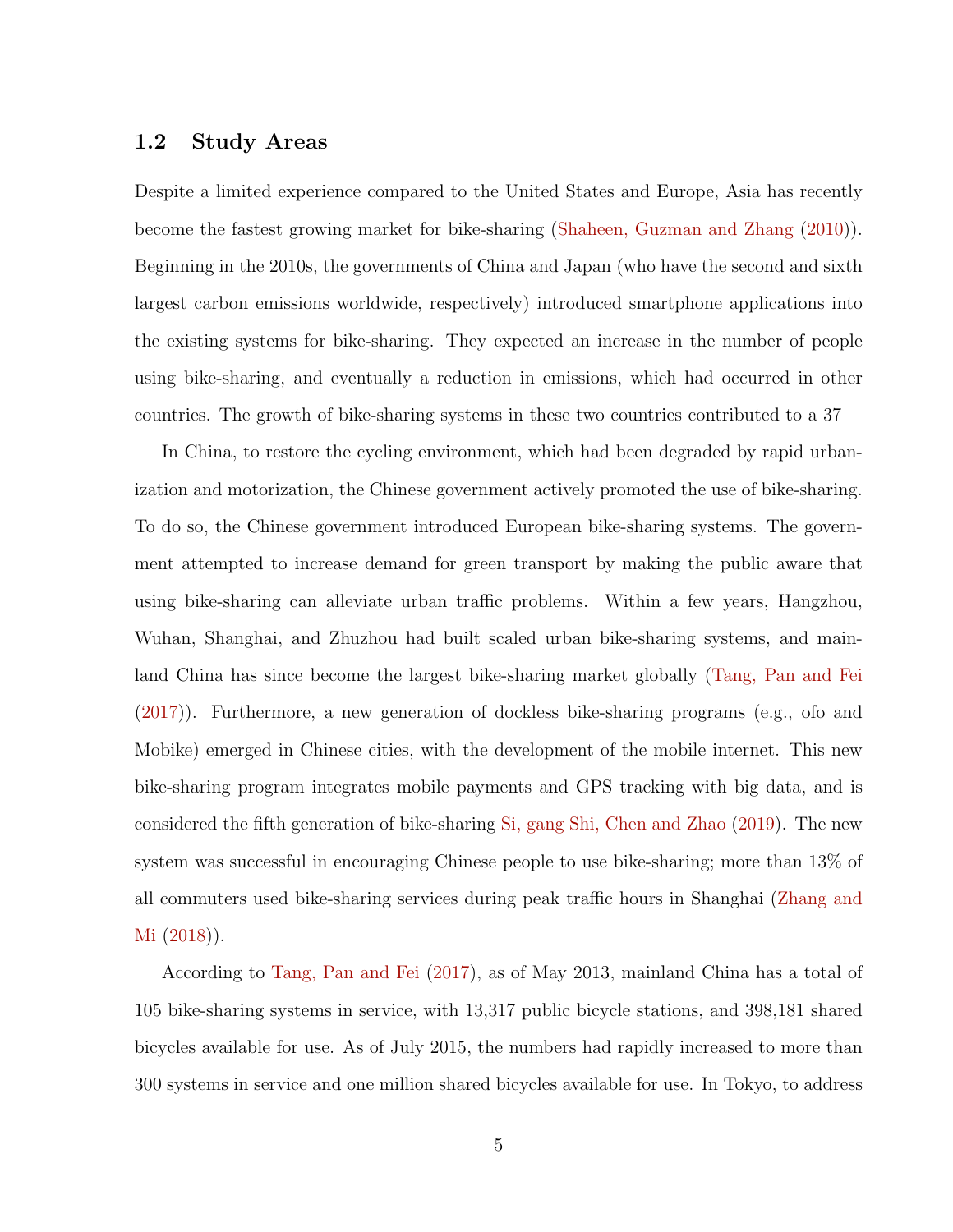## 1.2 Study Areas

Despite a limited experience compared to the United States and Europe, Asia has recently become the fastest growing market for bike-sharing (Shaheen, Guzman and Zhang (2010)). Beginning in the 2010s, the governments of China and Japan (who have the second and sixth largest carbon emissions worldwide, respectively) introduced smartphone applications into the existing systems for bike-sharing. They expected an increase in the number of people using bike-sharing, and eventually a reduction in emissions, which had occurred in other countries. The growth of bike-sharing systems in these two countries contributed to a 37

In China, to restore the cycling environment, which had been degraded by rapid urbanization and motorization, the Chinese government actively promoted the use of bike-sharing. To do so, the Chinese government introduced European bike-sharing systems. The government attempted to increase demand for green transport by making the public aware that using bike-sharing can alleviate urban traffic problems. Within a few years, Hangzhou, Wuhan, Shanghai, and Zhuzhou had built scaled urban bike-sharing systems, and mainland China has since become the largest bike-sharing market globally (Tang, Pan and Fei (2017)). Furthermore, a new generation of dockless bike-sharing programs (e.g., ofo and Mobike) emerged in Chinese cities, with the development of the mobile internet. This new bike-sharing program integrates mobile payments and GPS tracking with big data, and is considered the fifth generation of bike-sharing Si, gang Shi, Chen and Zhao (2019). The new system was successful in encouraging Chinese people to use bike-sharing; more than 13% of all commuters used bike-sharing services during peak traffic hours in Shanghai (Zhang and Mi (2018)).

According to Tang, Pan and Fei (2017), as of May 2013, mainland China has a total of 105 bike-sharing systems in service, with 13,317 public bicycle stations, and 398,181 shared bicycles available for use. As of July 2015, the numbers had rapidly increased to more than 300 systems in service and one million shared bicycles available for use. In Tokyo, to address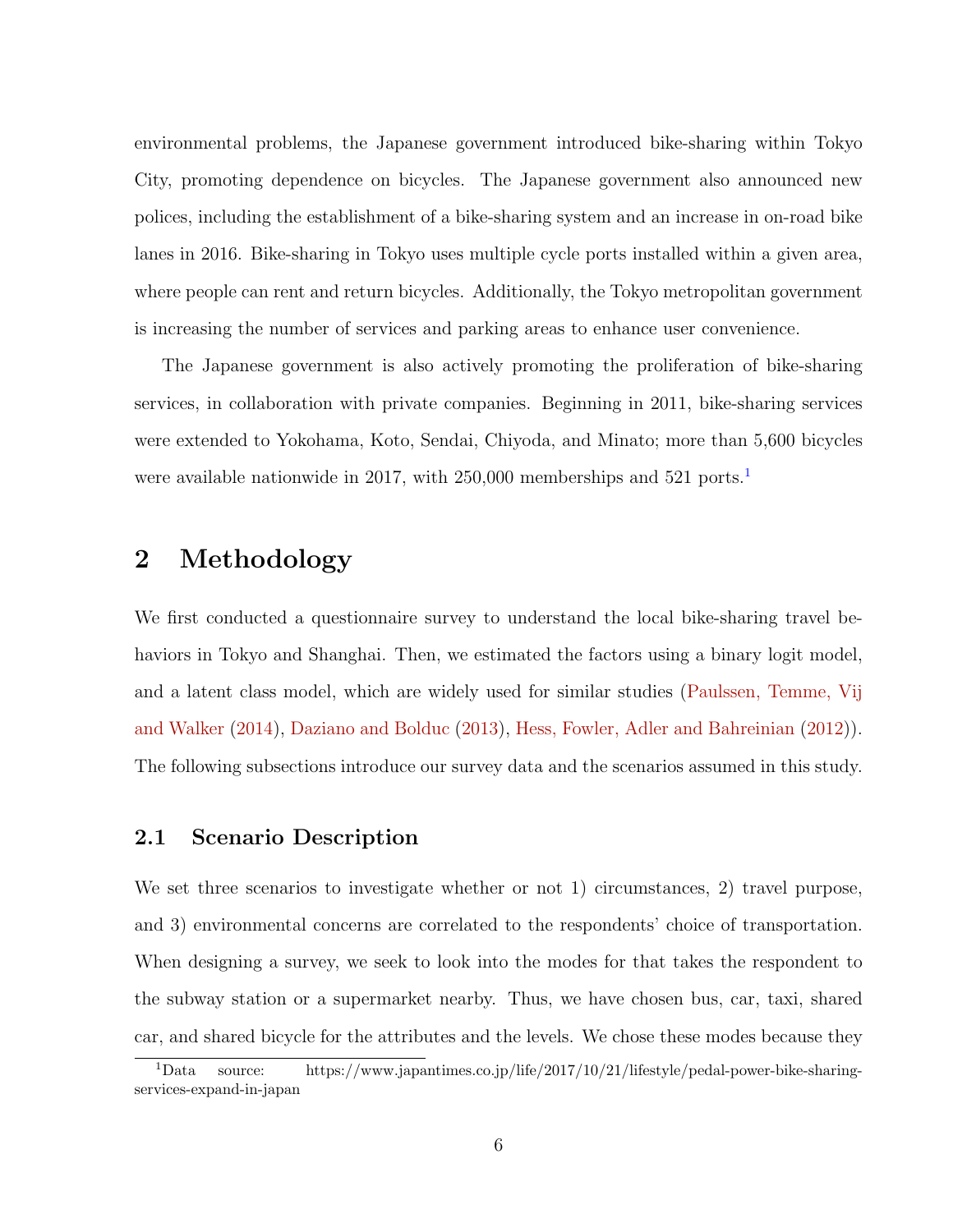environmental problems, the Japanese government introduced bike-sharing within Tokyo City, promoting dependence on bicycles. The Japanese government also announced new polices, including the establishment of a bike-sharing system and an increase in on-road bike lanes in 2016. Bike-sharing in Tokyo uses multiple cycle ports installed within a given area, where people can rent and return bicycles. Additionally, the Tokyo metropolitan government is increasing the number of services and parking areas to enhance user convenience.

The Japanese government is also actively promoting the proliferation of bike-sharing services, in collaboration with private companies. Beginning in 2011, bike-sharing services were extended to Yokohama, Koto, Sendai, Chiyoda, and Minato; more than 5,600 bicycles were available nationwide in 2017, with 250,000 memberships and 521 ports.[1]

## 2 Methodology

We first conducted a questionnaire survey to understand the local bike-sharing travel behaviors in Tokyo and Shanghai. Then, we estimated the factors using a binary logit model, and a latent class model, which are widely used for similar studies (Paulssen, Temme, Vij and Walker (2014), Daziano and Bolduc (2013), Hess, Fowler, Adler and Bahreinian (2012)). The following subsections introduce our survey data and the scenarios assumed in this study.

### 2.1 Scenario Description

We set three scenarios to investigate whether or not 1) circumstances, 2) travel purpose, and 3) environmental concerns are correlated to the respondents' choice of transportation. When designing a survey, we seek to look into the modes for that takes the respondent to the subway station or a supermarket nearby. Thus, we have chosen bus, car, taxi, shared car, and shared bicycle for the attributes and the levels. We chose these modes because they

[1] Data source: https://www.japantimes.co.jp/life/2017/10/21/lifestyle/pedal-power-bike-sharing-services-expand-in-japan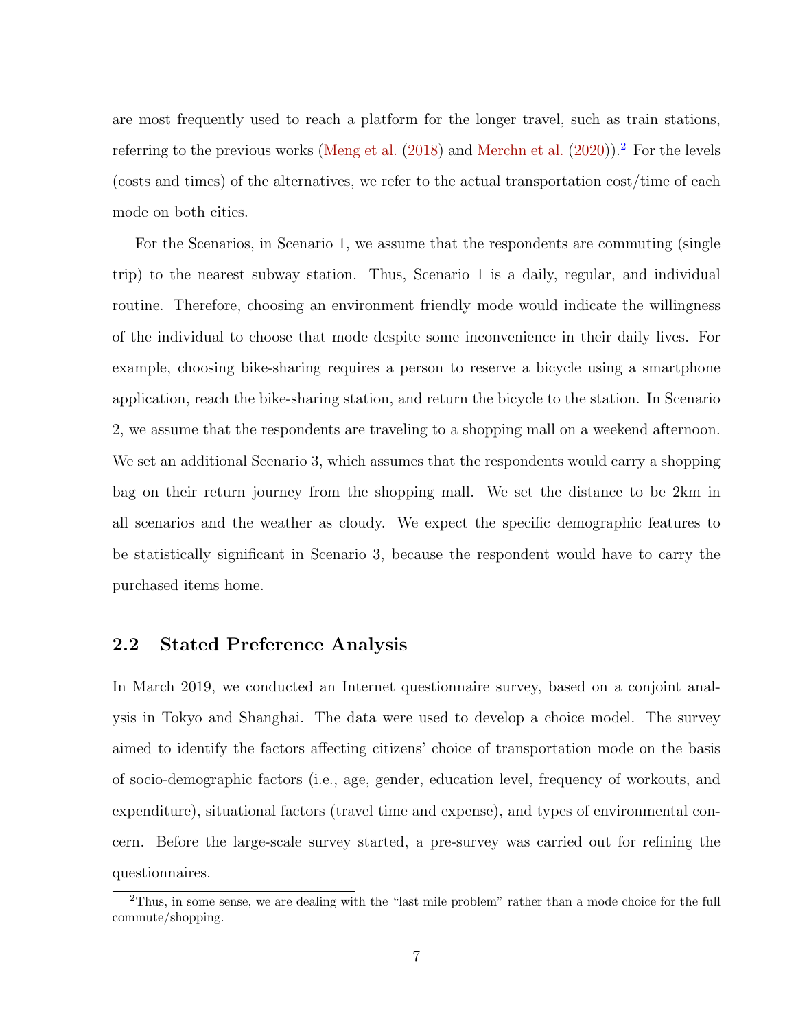are most frequently used to reach a platform for the longer travel, such as train stations, referring to the previous works (Meng et al. (2018) and Merchn et al. (2020)).[2] For the levels (costs and times) of the alternatives, we refer to the actual transportation cost/time of each mode on both cities.

For the Scenarios, in Scenario 1, we assume that the respondents are commuting (single trip) to the nearest subway station. Thus, Scenario 1 is a daily, regular, and individual routine. Therefore, choosing an environment friendly mode would indicate the willingness of the individual to choose that mode despite some inconvenience in their daily lives. For example, choosing bike-sharing requires a person to reserve a bicycle using a smartphone application, reach the bike-sharing station, and return the bicycle to the station. In Scenario 2, we assume that the respondents are traveling to a shopping mall on a weekend afternoon. We set an additional Scenario 3, which assumes that the respondents would carry a shopping bag on their return journey from the shopping mall. We set the distance to be 2km in all scenarios and the weather as cloudy. We expect the specific demographic features to be statistically significant in Scenario 3, because the respondent would have to carry the purchased items home.

## 2.2 Stated Preference Analysis

In March 2019, we conducted an Internet questionnaire survey, based on a conjoint analysis in Tokyo and Shanghai. The data were used to develop a choice model. The survey aimed to identify the factors affecting citizens' choice of transportation mode on the basis of socio-demographic factors (i.e., age, gender, education level, frequency of workouts, and expenditure), situational factors (travel time and expense), and types of environmental concern. Before the large-scale survey started, a pre-survey was carried out for refining the questionnaires.

[2] Thus, in some sense, we are dealing with the "last mile problem" rather than a mode choice for the full commute/shopping.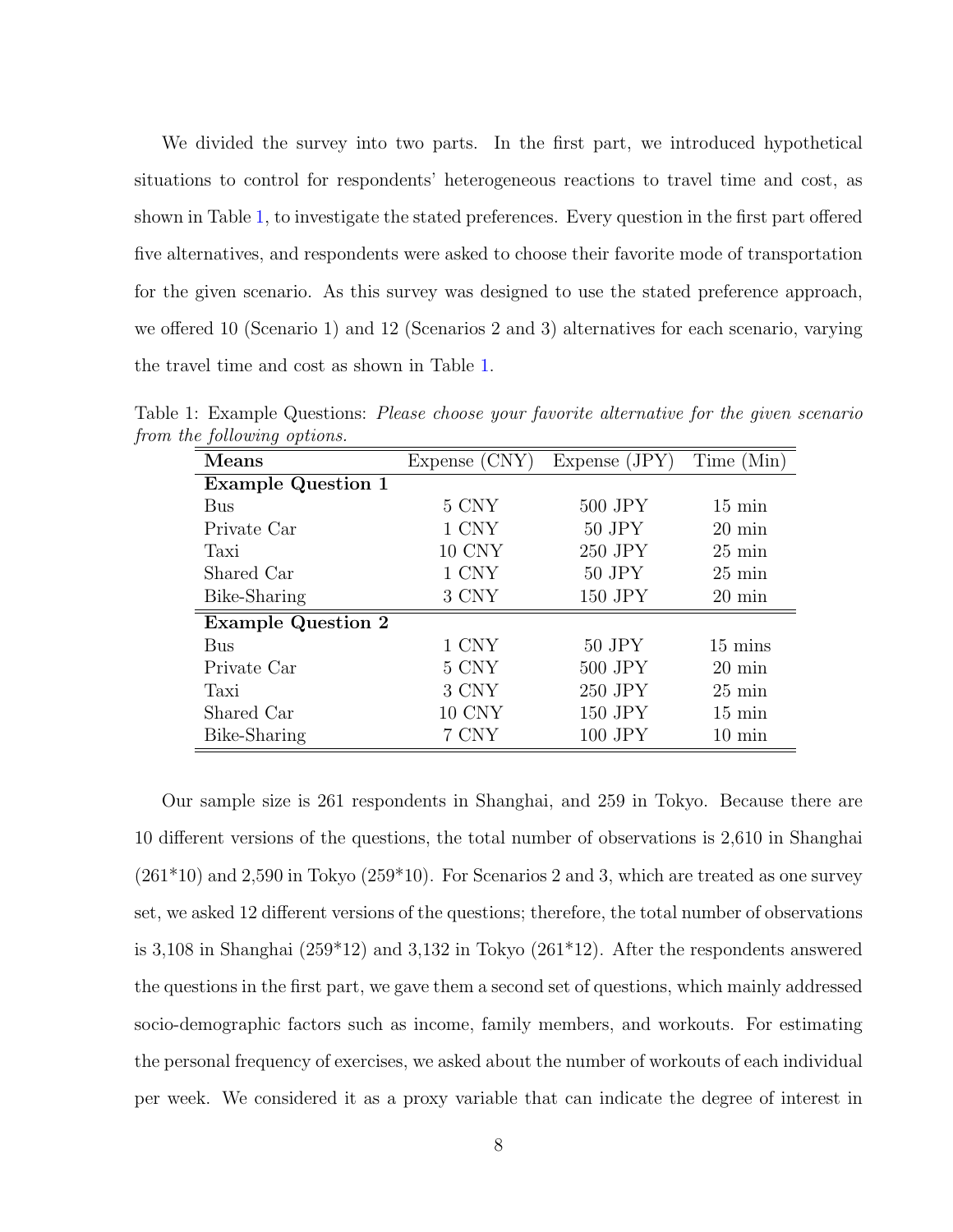We divided the survey into two parts. In the first part, we introduced hypothetical situations to control for respondents' heterogeneous reactions to travel time and cost, as shown in Table 1, to investigate the stated preferences. Every question in the first part offered five alternatives, and respondents were asked to choose their favorite mode of transportation for the given scenario. As this survey was designed to use the stated preference approach, we offered 10 (Scenario 1) and 12 (Scenarios 2 and 3) alternatives for each scenario, varying the travel time and cost as shown in Table 1.

Table 1: Example Questions: *Please choose your favorite alternative for the given scenario from the following options.*

| **Means** | Expense (CNY) | Expense (JPY) | Time (Min) |
|---|---|---|---|
| **Example Question 1** | | | |
| Bus | 5 CNY | 500 JPY | 15 min |
| Private Car | 1 CNY | 50 JPY | 20 min |
| Taxi | 10 CNY | 250 JPY | 25 min |
| Shared Car | 1 CNY | 50 JPY | 25 min |
| Bike-Sharing | 3 CNY | 150 JPY | 20 min |
| **Example Question 2** | | | |
| Bus | 1 CNY | 50 JPY | 15 mins |
| Private Car | 5 CNY | 500 JPY | 20 min |
| Taxi | 3 CNY | 250 JPY | 25 min |
| Shared Car | 10 CNY | 150 JPY | 15 min |
| Bike-Sharing | 7 CNY | 100 JPY | 10 min |

Our sample size is 261 respondents in Shanghai, and 259 in Tokyo. Because there are 10 different versions of the questions, the total number of observations is 2,610 in Shanghai (261*10) and 2,590 in Tokyo (259*10). For Scenarios 2 and 3, which are treated as one survey set, we asked 12 different versions of the questions; therefore, the total number of observations is 3,108 in Shanghai (259*12) and 3,132 in Tokyo (261*12). After the respondents answered the questions in the first part, we gave them a second set of questions, which mainly addressed socio-demographic factors such as income, family members, and workouts. For estimating the personal frequency of exercises, we asked about the number of workouts of each individual per week. We considered it as a proxy variable that can indicate the degree of interest in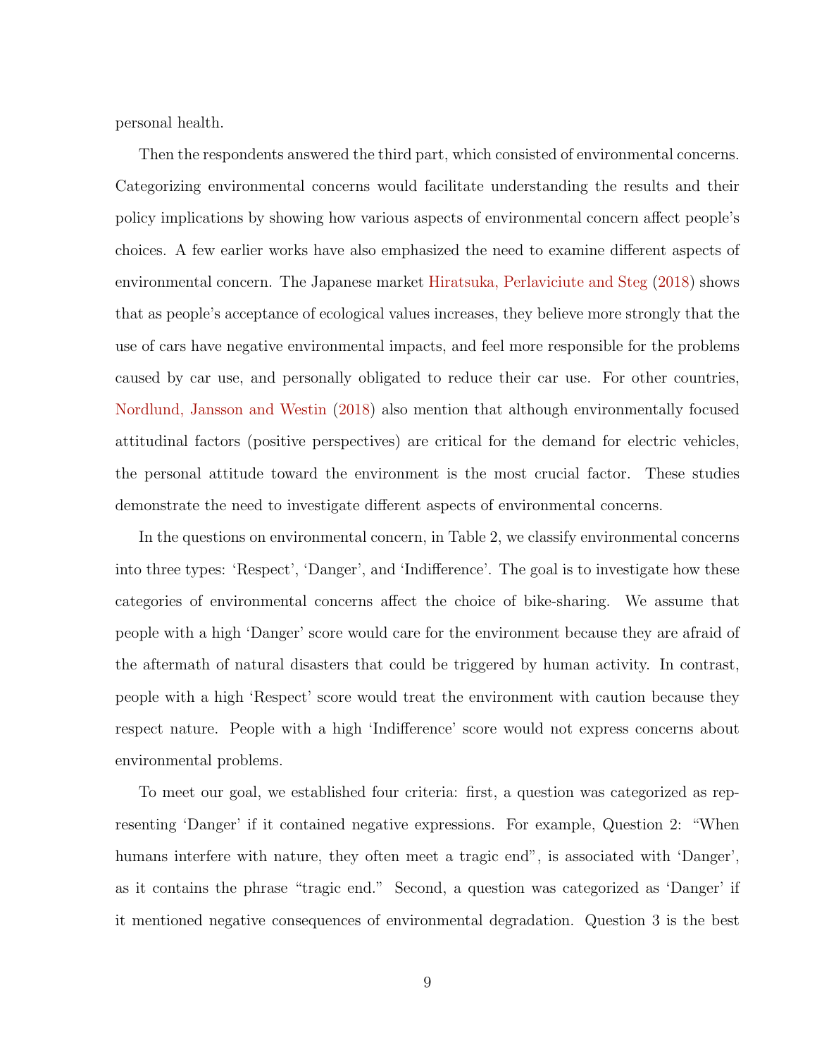personal health.

Then the respondents answered the third part, which consisted of environmental concerns. Categorizing environmental concerns would facilitate understanding the results and their policy implications by showing how various aspects of environmental concern affect people's choices. A few earlier works have also emphasized the need to examine different aspects of environmental concern. The Japanese market Hiratsuka, Perlaviciute and Steg (2018) shows that as people's acceptance of ecological values increases, they believe more strongly that the use of cars have negative environmental impacts, and feel more responsible for the problems caused by car use, and personally obligated to reduce their car use. For other countries, Nordlund, Jansson and Westin (2018) also mention that although environmentally focused attitudinal factors (positive perspectives) are critical for the demand for electric vehicles, the personal attitude toward the environment is the most crucial factor. These studies demonstrate the need to investigate different aspects of environmental concerns.

In the questions on environmental concern, in Table 2, we classify environmental concerns into three types: 'Respect', 'Danger', and 'Indifference'. The goal is to investigate how these categories of environmental concerns affect the choice of bike-sharing. We assume that people with a high 'Danger' score would care for the environment because they are afraid of the aftermath of natural disasters that could be triggered by human activity. In contrast, people with a high 'Respect' score would treat the environment with caution because they respect nature. People with a high 'Indifference' score would not express concerns about environmental problems.

To meet our goal, we established four criteria: first, a question was categorized as representing 'Danger' if it contained negative expressions. For example, Question 2: "When humans interfere with nature, they often meet a tragic end", is associated with 'Danger', as it contains the phrase "tragic end." Second, a question was categorized as 'Danger' if it mentioned negative consequences of environmental degradation. Question 3 is the best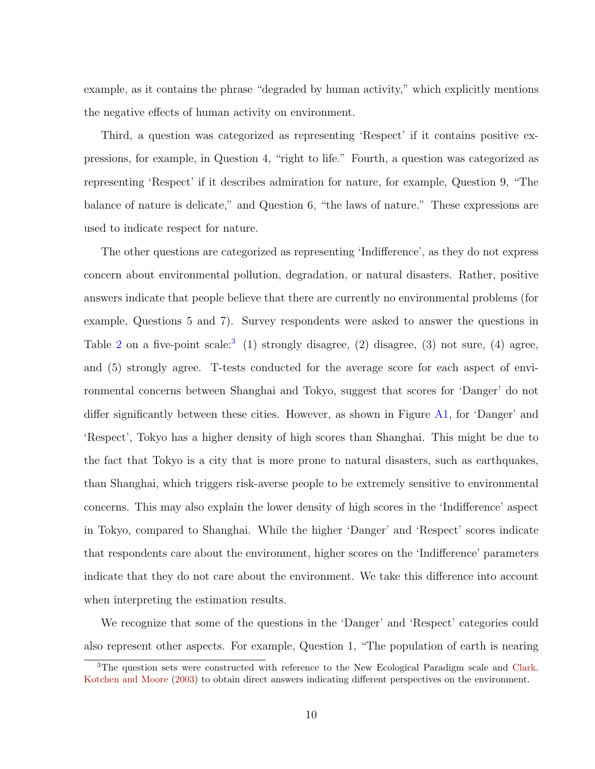example, as it contains the phrase "degraded by human activity," which explicitly mentions the negative effects of human activity on environment.

Third, a question was categorized as representing 'Respect' if it contains positive expressions, for example, in Question 4, "right to life." Fourth, a question was categorized as representing 'Respect' if it describes admiration for nature, for example, Question 9, "The balance of nature is delicate," and Question 6, "the laws of nature." These expressions are used to indicate respect for nature.

The other questions are categorized as representing 'Indifference', as they do not express concern about environmental pollution, degradation, or natural disasters. Rather, positive answers indicate that people believe that there are currently no environmental problems (for example, Questions 5 and 7). Survey respondents were asked to answer the questions in Table 2 on a five-point scale:[3] (1) strongly disagree, (2) disagree, (3) not sure, (4) agree, and (5) strongly agree. T-tests conducted for the average score for each aspect of environmental concerns between Shanghai and Tokyo, suggest that scores for 'Danger' do not differ significantly between these cities. However, as shown in Figure A1, for 'Danger' and 'Respect', Tokyo has a higher density of high scores than Shanghai. This might be due to the fact that Tokyo is a city that is more prone to natural disasters, such as earthquakes, than Shanghai, which triggers risk-averse people to be extremely sensitive to environmental concerns. This may also explain the lower density of high scores in the 'Indifference' aspect in Tokyo, compared to Shanghai. While the higher 'Danger' and 'Respect' scores indicate that respondents care about the environment, higher scores on the 'Indifference' parameters indicate that they do not care about the environment. We take this difference into account when interpreting the estimation results.

We recognize that some of the questions in the 'Danger' and 'Respect' categories could also represent other aspects. For example, Question 1, "The population of earth is nearing

[3] The question sets were constructed with reference to the New Ecological Paradigm scale and Clark, Kotchen and Moore (2003) to obtain direct answers indicating different perspectives on the environment.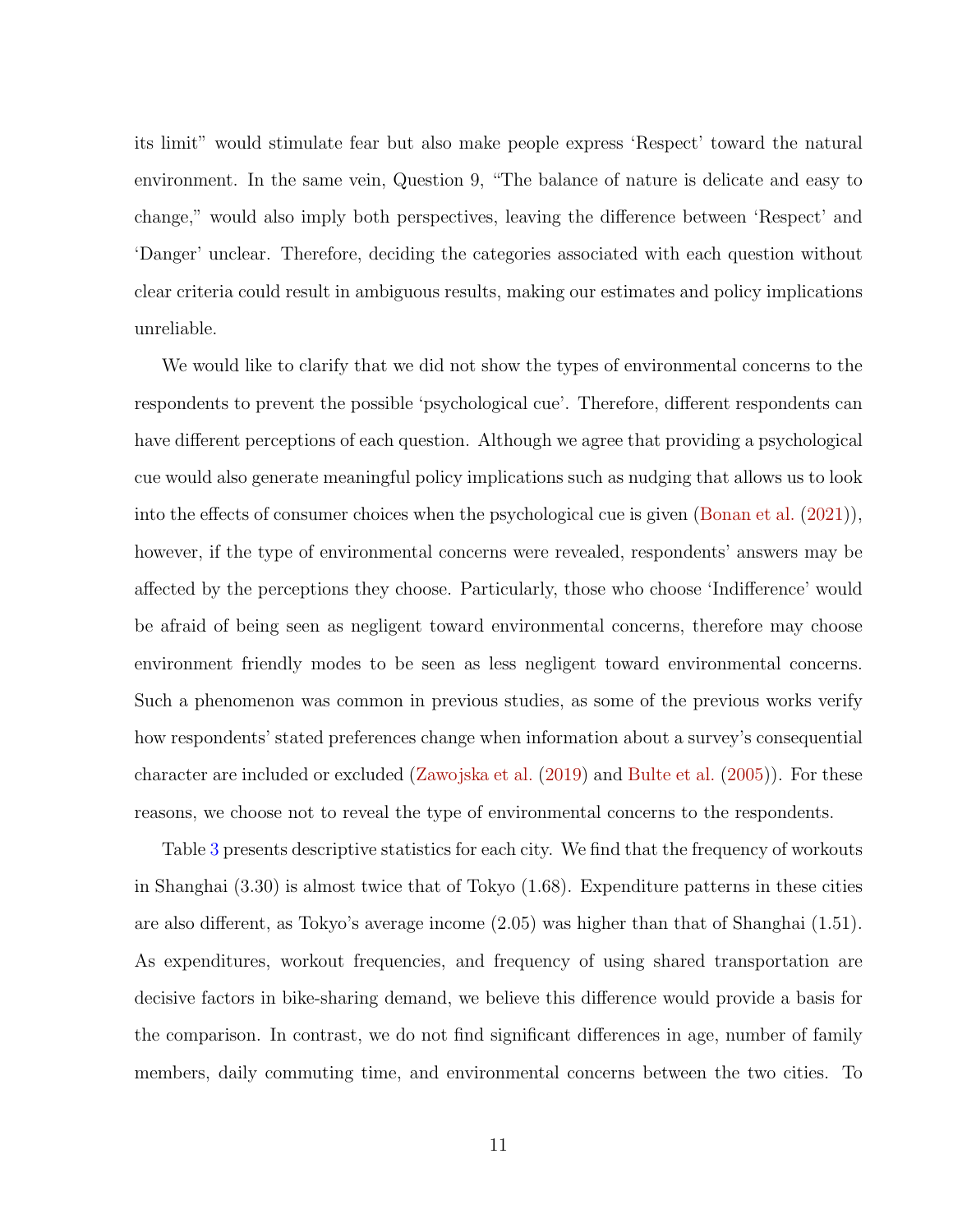its limit" would stimulate fear but also make people express 'Respect' toward the natural environment. In the same vein, Question 9, "The balance of nature is delicate and easy to change," would also imply both perspectives, leaving the difference between 'Respect' and 'Danger' unclear. Therefore, deciding the categories associated with each question without clear criteria could result in ambiguous results, making our estimates and policy implications unreliable.

We would like to clarify that we did not show the types of environmental concerns to the respondents to prevent the possible 'psychological cue'. Therefore, different respondents can have different perceptions of each question. Although we agree that providing a psychological cue would also generate meaningful policy implications such as nudging that allows us to look into the effects of consumer choices when the psychological cue is given (Bonan et al. (2021)), however, if the type of environmental concerns were revealed, respondents' answers may be affected by the perceptions they choose. Particularly, those who choose 'Indifference' would be afraid of being seen as negligent toward environmental concerns, therefore may choose environment friendly modes to be seen as less negligent toward environmental concerns. Such a phenomenon was common in previous studies, as some of the previous works verify how respondents' stated preferences change when information about a survey's consequential character are included or excluded (Zawojska et al. (2019) and Bulte et al. (2005)). For these reasons, we choose not to reveal the type of environmental concerns to the respondents.

Table 3 presents descriptive statistics for each city. We find that the frequency of workouts in Shanghai (3.30) is almost twice that of Tokyo (1.68). Expenditure patterns in these cities are also different, as Tokyo's average income (2.05) was higher than that of Shanghai (1.51). As expenditures, workout frequencies, and frequency of using shared transportation are decisive factors in bike-sharing demand, we believe this difference would provide a basis for the comparison. In contrast, we do not find significant differences in age, number of family members, daily commuting time, and environmental concerns between the two cities. To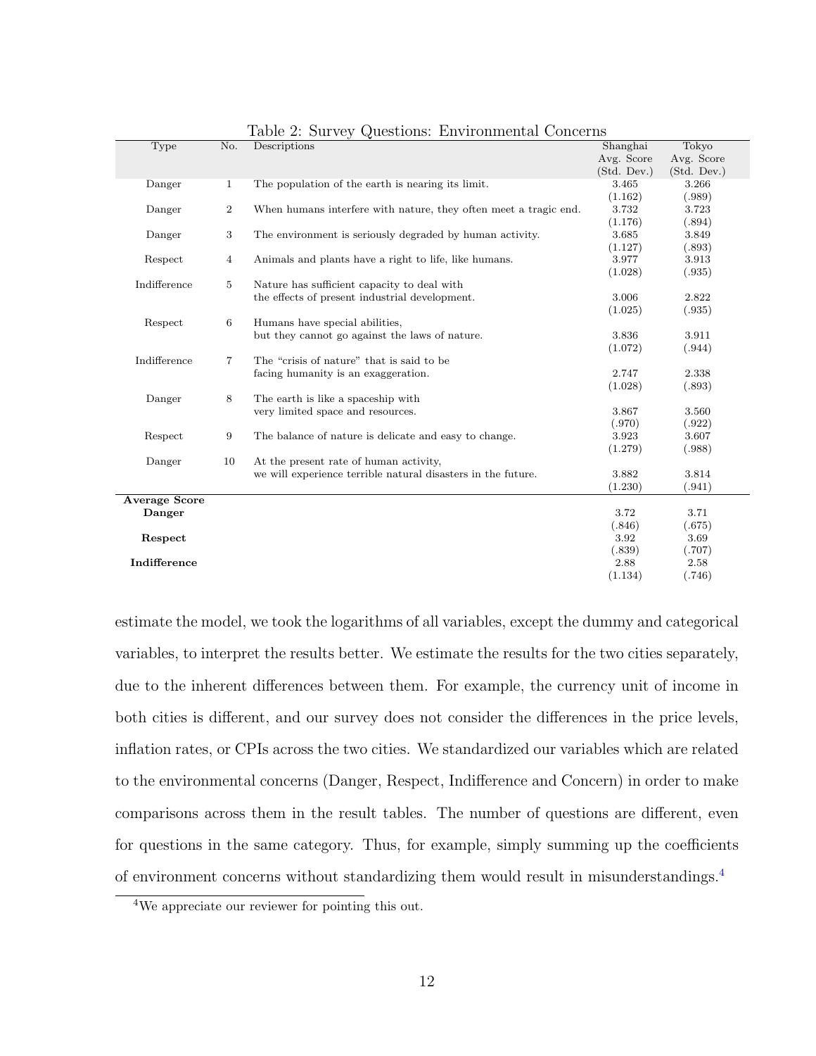Table 2: Survey Questions: Environmental Concerns

| Type | No. | Descriptions | Shanghai Avg. Score (Std. Dev.) | Tokyo Avg. Score (Std. Dev.) |
|---|---|---|---|---|
| Danger | 1 | The population of the earth is nearing its limit. | 3.465 | 3.266 |
| | | | (1.162) | (.989) |
| Danger | 2 | When humans interfere with nature, they often meet a tragic end. | 3.732 | 3.723 |
| | | | (1.176) | (.894) |
| Danger | 3 | The environment is seriously degraded by human activity. | 3.685 | 3.849 |
| | | | (1.127) | (.893) |
| Respect | 4 | Animals and plants have a right to life, like humans. | 3.977 | 3.913 |
| | | | (1.028) | (.935) |
| Indifference | 5 | Nature has sufficient capacity to deal with the effects of present industrial development. | 3.006 | 2.822 |
| | | | (1.025) | (.935) |
| Respect | 6 | Humans have special abilities, but they cannot go against the laws of nature. | 3.836 | 3.911 |
| | | | (1.072) | (.944) |
| Indifference | 7 | The "crisis of nature" that is said to be facing humanity is an exaggeration. | 2.747 | 2.338 |
| | | | (1.028) | (.893) |
| Danger | 8 | The earth is like a spaceship with very limited space and resources. | 3.867 | 3.560 |
| | | | (.970) | (.922) |
| Respect | 9 | The balance of nature is delicate and easy to change. | 3.923 | 3.607 |
| | | | (1.279) | (.988) |
| Danger | 10 | At the present rate of human activity, we will experience terrible natural disasters in the future. | 3.882 | 3.814 |
| | | | (1.230) | (.941) |
| **Average Score** | | | | |
| **Danger** | | | 3.72 | 3.71 |
| | | | (.846) | (.675) |
| **Respect** | | | 3.92 | 3.69 |
| | | | (.839) | (.707) |
| **Indifference** | | | 2.88 | 2.58 |
| | | | (1.134) | (.746) |

estimate the model, we took the logarithms of all variables, except the dummy and categorical variables, to interpret the results better. We estimate the results for the two cities separately, due to the inherent differences between them. For example, the currency unit of income in both cities is different, and our survey does not consider the differences in the price levels, inflation rates, or CPIs across the two cities. We standardized our variables which are related to the environmental concerns (Danger, Respect, Indifference and Concern) in order to make comparisons across them in the result tables. The number of questions are different, even for questions in the same category. Thus, for example, simply summing up the coefficients of environment concerns without standardizing them would result in misunderstandings.[4]

[4] We appreciate our reviewer for pointing this out.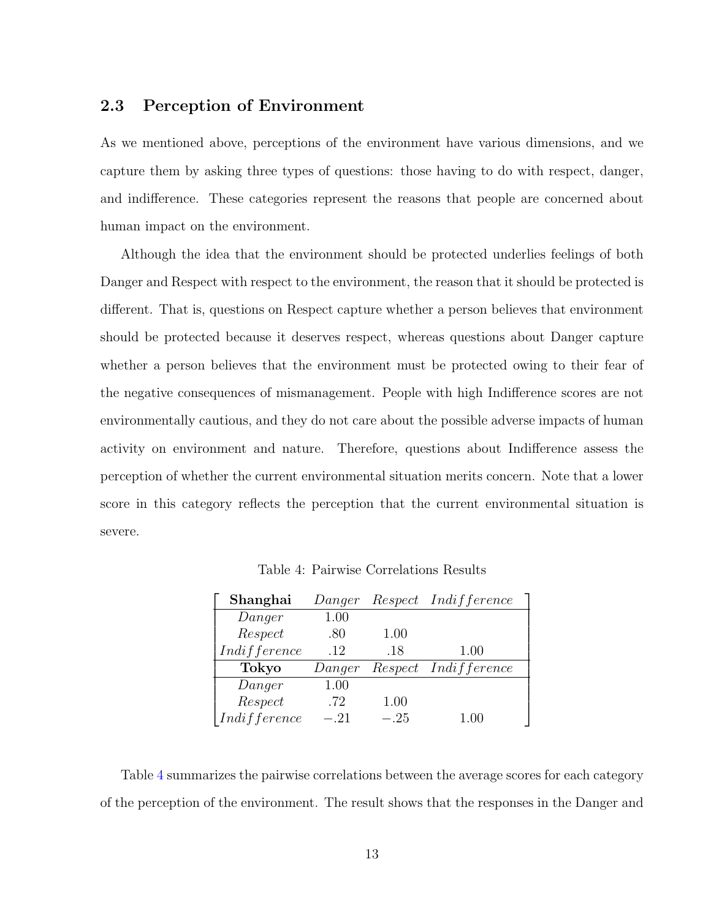### 2.3 Perception of Environment

As we mentioned above, perceptions of the environment have various dimensions, and we capture them by asking three types of questions: those having to do with respect, danger, and indifference. These categories represent the reasons that people are concerned about human impact on the environment.

Although the idea that the environment should be protected underlies feelings of both Danger and Respect with respect to the environment, the reason that it should be protected is different. That is, questions on Respect capture whether a person believes that environment should be protected because it deserves respect, whereas questions about Danger capture whether a person believes that the environment must be protected owing to their fear of the negative consequences of mismanagement. People with high Indifference scores are not environmentally cautious, and they do not care about the possible adverse impacts of human activity on environment and nature. Therefore, questions about Indifference assess the perception of whether the current environmental situation merits concern. Note that a lower score in this category reflects the perception that the current environmental situation is severe.

Table 4: Pairwise Correlations Results

| **Shanghai** | *Danger* | *Respect* | *Indifference* |
|---|---|---|---|
| *Danger* | 1.00 | | |
| *Respect* | .80 | 1.00 | |
| *Indifference* | .12 | .18 | 1.00 |
| **Tokyo** | *Danger* | *Respect* | *Indifference* |
| *Danger* | 1.00 | | |
| *Respect* | .72 | 1.00 | |
| *Indifference* | −.21 | −.25 | 1.00 |

Table 4 summarizes the pairwise correlations between the average scores for each category of the perception of the environment. The result shows that the responses in the Danger and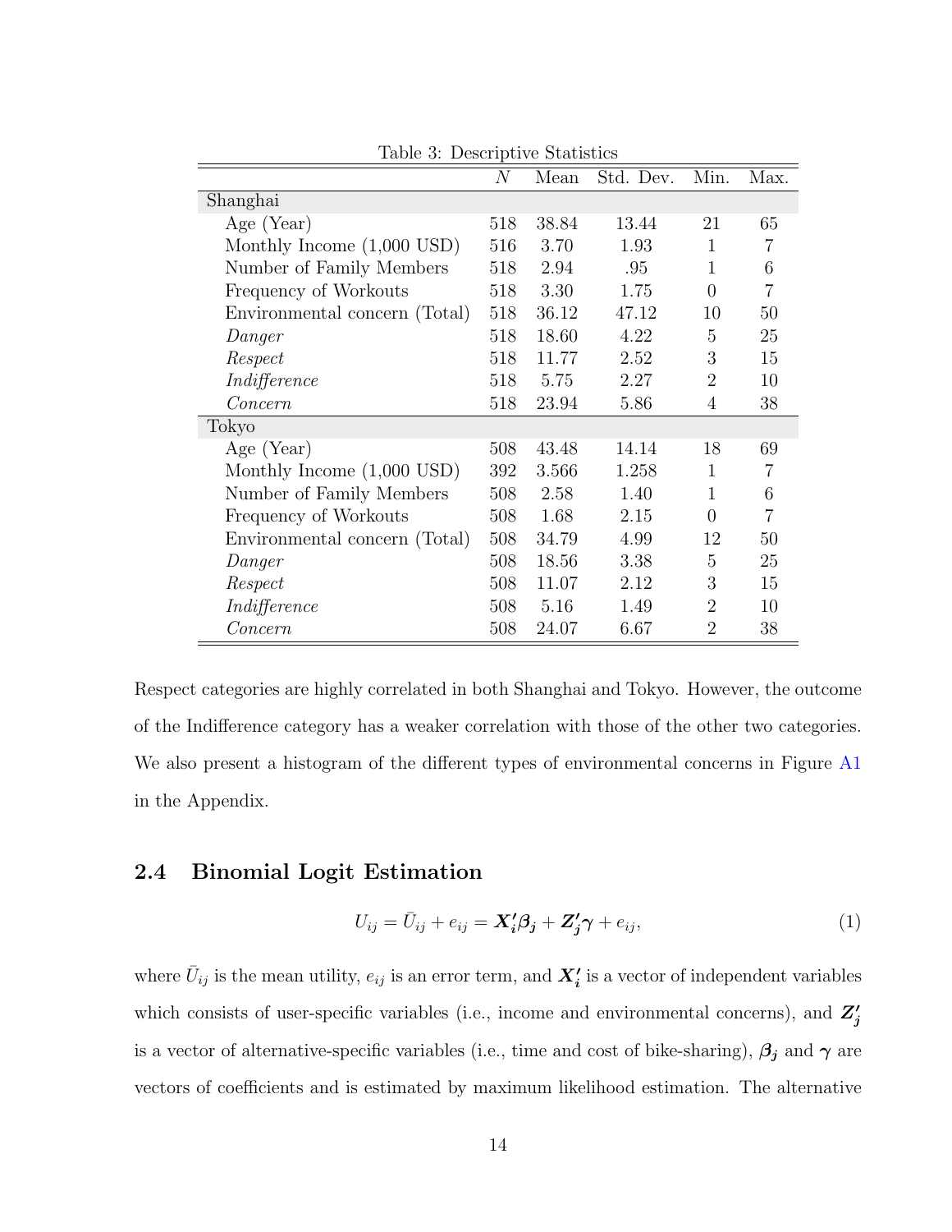Table 3: Descriptive Statistics

| | $N$ | Mean | Std. Dev. | Min. | Max. |
|---|---|---|---|---|---|
| Shanghai | | | | | |
| Age (Year) | 518 | 38.84 | 13.44 | 21 | 65 |
| Monthly Income (1,000 USD) | 516 | 3.70 | 1.93 | 1 | 7 |
| Number of Family Members | 518 | 2.94 | .95 | 1 | 6 |
| Frequency of Workouts | 518 | 3.30 | 1.75 | 0 | 7 |
| Environmental concern (Total) | 518 | 36.12 | 47.12 | 10 | 50 |
| *Danger* | 518 | 18.60 | 4.22 | 5 | 25 |
| *Respect* | 518 | 11.77 | 2.52 | 3 | 15 |
| *Indifference* | 518 | 5.75 | 2.27 | 2 | 10 |
| *Concern* | 518 | 23.94 | 5.86 | 4 | 38 |
| Tokyo | | | | | |
| Age (Year) | 508 | 43.48 | 14.14 | 18 | 69 |
| Monthly Income (1,000 USD) | 392 | 3.566 | 1.258 | 1 | 7 |
| Number of Family Members | 508 | 2.58 | 1.40 | 1 | 6 |
| Frequency of Workouts | 508 | 1.68 | 2.15 | 0 | 7 |
| Environmental concern (Total) | 508 | 34.79 | 4.99 | 12 | 50 |
| *Danger* | 508 | 18.56 | 3.38 | 5 | 25 |
| *Respect* | 508 | 11.07 | 2.12 | 3 | 15 |
| *Indifference* | 508 | 5.16 | 1.49 | 2 | 10 |
| *Concern* | 508 | 24.07 | 6.67 | 2 | 38 |

Respect categories are highly correlated in both Shanghai and Tokyo. However, the outcome of the Indifference category has a weaker correlation with those of the other two categories. We also present a histogram of the different types of environmental concerns in Figure A1 in the Appendix.

## 2.4 Binomial Logit Estimation

$$U_{ij} = \bar{U}_{ij} + e_{ij} = \boldsymbol{X_i'\beta_j} + \boldsymbol{Z_j'\gamma} + e_{ij}, \tag{1}$$

where $\bar{U}_{ij}$ is the mean utility, $e_{ij}$ is an error term, and $\boldsymbol{X_i'}$ is a vector of independent variables which consists of user-specific variables (i.e., income and environmental concerns), and $\boldsymbol{Z_j'}$ is a vector of alternative-specific variables (i.e., time and cost of bike-sharing), $\boldsymbol{\beta_j}$ and $\boldsymbol{\gamma}$ are vectors of coefficients and is estimated by maximum likelihood estimation. The alternative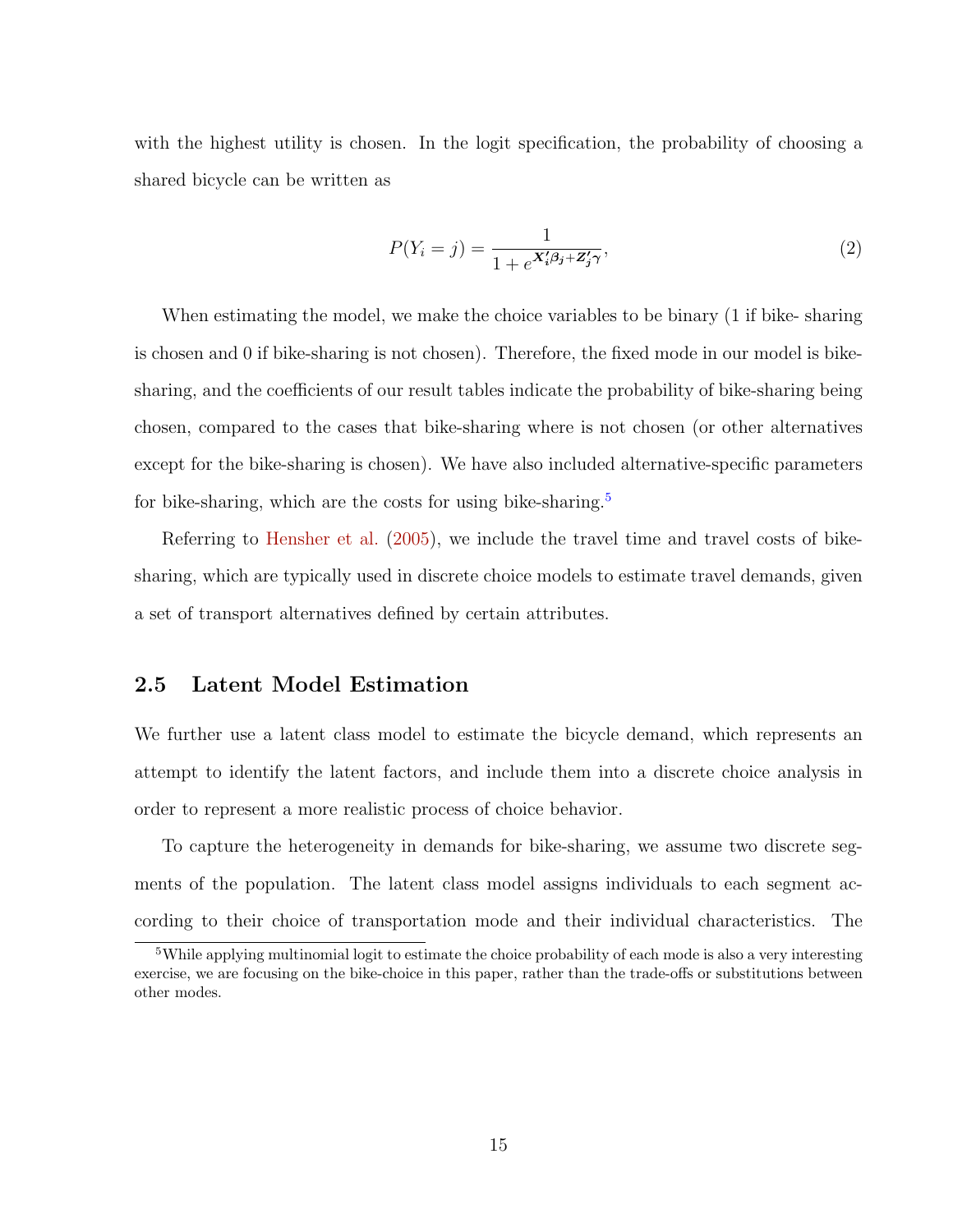with the highest utility is chosen. In the logit specification, the probability of choosing a shared bicycle can be written as

$$P(Y_i = j) = \frac{1}{1 + e^{\boldsymbol{X_i'\beta_j + Z_j'\gamma}}}, \tag{2}$$

When estimating the model, we make the choice variables to be binary (1 if bike- sharing is chosen and 0 if bike-sharing is not chosen). Therefore, the fixed mode in our model is bike-sharing, and the coefficients of our result tables indicate the probability of bike-sharing being chosen, compared to the cases that bike-sharing where is not chosen (or other alternatives except for the bike-sharing is chosen). We have also included alternative-specific parameters for bike-sharing, which are the costs for using bike-sharing.[5]

Referring to Hensher et al. (2005), we include the travel time and travel costs of bike-sharing, which are typically used in discrete choice models to estimate travel demands, given a set of transport alternatives defined by certain attributes.

## 2.5 Latent Model Estimation

We further use a latent class model to estimate the bicycle demand, which represents an attempt to identify the latent factors, and include them into a discrete choice analysis in order to represent a more realistic process of choice behavior.

To capture the heterogeneity in demands for bike-sharing, we assume two discrete segments of the population. The latent class model assigns individuals to each segment according to their choice of transportation mode and their individual characteristics. The

[5] While applying multinomial logit to estimate the choice probability of each mode is also a very interesting exercise, we are focusing on the bike-choice in this paper, rather than the trade-offs or substitutions between other modes.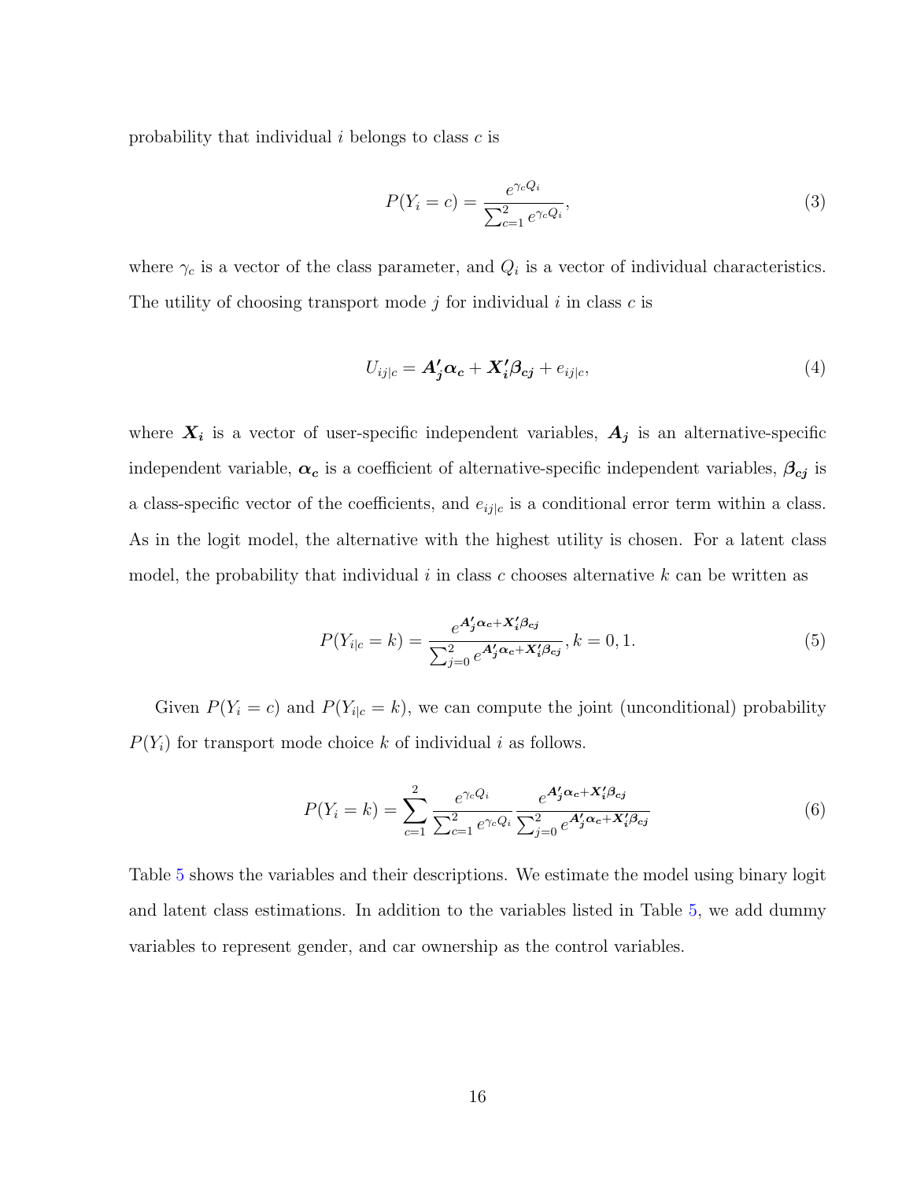probability that individual $i$ belongs to class $c$ is

$$P(Y_i = c) = \frac{e^{\gamma_c Q_i}}{\sum_{c=1}^{2} e^{\gamma_c Q_i}}, \tag{3}$$

where $\gamma_c$ is a vector of the class parameter, and $Q_i$ is a vector of individual characteristics. The utility of choosing transport mode $j$ for individual $i$ in class $c$ is

$$U_{ij|c} = \boldsymbol{A_j'}\boldsymbol{\alpha_c} + \boldsymbol{X_i'}\boldsymbol{\beta_{cj}} + e_{ij|c}, \tag{4}$$

where $\boldsymbol{X_i}$ is a vector of user-specific independent variables, $\boldsymbol{A_j}$ is an alternative-specific independent variable, $\boldsymbol{\alpha_c}$ is a coefficient of alternative-specific independent variables, $\boldsymbol{\beta_{cj}}$ is a class-specific vector of the coefficients, and $e_{ij|c}$ is a conditional error term within a class. As in the logit model, the alternative with the highest utility is chosen. For a latent class model, the probability that individual $i$ in class $c$ chooses alternative $k$ can be written as

$$P(Y_{i|c} = k) = \frac{e^{\boldsymbol{A_j'}\boldsymbol{\alpha_c} + \boldsymbol{X_i'}\boldsymbol{\beta_{cj}}}}{\sum_{j=0}^{2} e^{\boldsymbol{A_j'}\boldsymbol{\alpha_c} + \boldsymbol{X_i'}\boldsymbol{\beta_{cj}}}}, k = 0, 1. \tag{5}$$

Given $P(Y_i = c)$ and $P(Y_{i|c} = k)$, we can compute the joint (unconditional) probability $P(Y_i)$ for transport mode choice $k$ of individual $i$ as follows.

$$P(Y_i = k) = \sum_{c=1}^{2} \frac{e^{\gamma_c Q_i}}{\sum_{c=1}^{2} e^{\gamma_c Q_i}} \frac{e^{\boldsymbol{A_j'}\boldsymbol{\alpha_c} + \boldsymbol{X_i'}\boldsymbol{\beta_{cj}}}}{\sum_{j=0}^{2} e^{\boldsymbol{A_j'}\boldsymbol{\alpha_c} + \boldsymbol{X_i'}\boldsymbol{\beta_{cj}}}} \tag{6}$$

Table 5 shows the variables and their descriptions. We estimate the model using binary logit and latent class estimations. In addition to the variables listed in Table 5, we add dummy variables to represent gender, and car ownership as the control variables.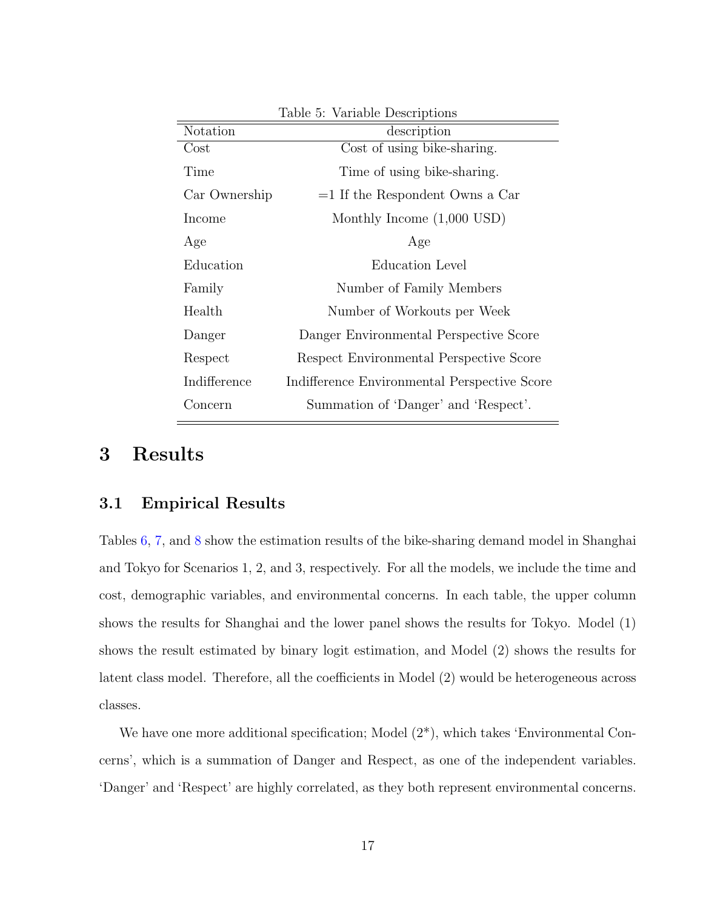Table 5: Variable Descriptions

| Notation | description |
|---|---|
| Cost | Cost of using bike-sharing. |
| Time | Time of using bike-sharing. |
| Car Ownership | =1 If the Respondent Owns a Car |
| Income | Monthly Income (1,000 USD) |
| Age | Age |
| Education | Education Level |
| Family | Number of Family Members |
| Health | Number of Workouts per Week |
| Danger | Danger Environmental Perspective Score |
| Respect | Respect Environmental Perspective Score |
| Indifference | Indifference Environmental Perspective Score |
| Concern | Summation of 'Danger' and 'Respect'. |

# 3 Results

## 3.1 Empirical Results

Tables 6, 7, and 8 show the estimation results of the bike-sharing demand model in Shanghai and Tokyo for Scenarios 1, 2, and 3, respectively. For all the models, we include the time and cost, demographic variables, and environmental concerns. In each table, the upper column shows the results for Shanghai and the lower panel shows the results for Tokyo. Model (1) shows the result estimated by binary logit estimation, and Model (2) shows the results for latent class model. Therefore, all the coefficients in Model (2) would be heterogeneous across classes.

We have one more additional specification; Model (2*), which takes 'Environmental Concerns', which is a summation of Danger and Respect, as one of the independent variables. 'Danger' and 'Respect' are highly correlated, as they both represent environmental concerns.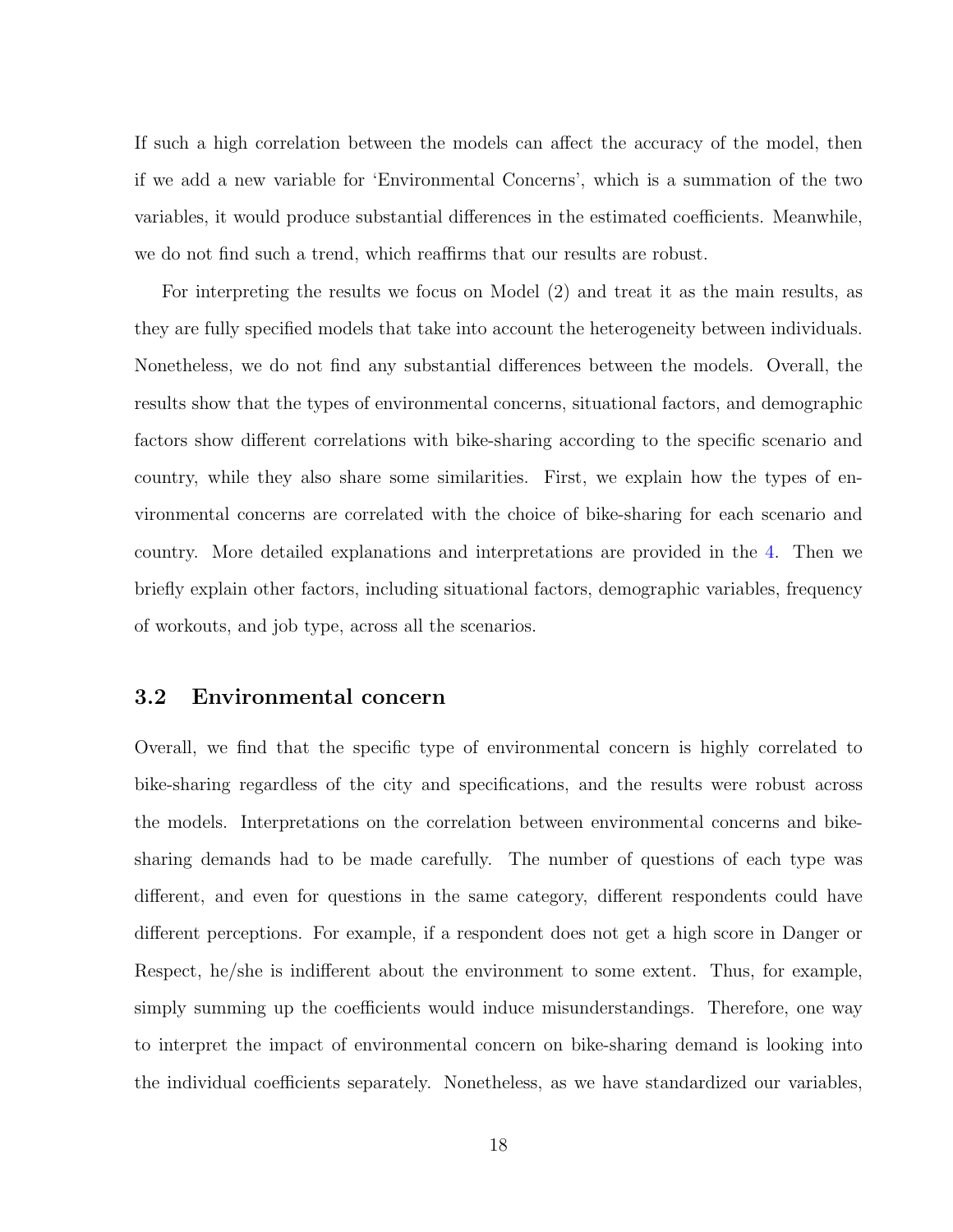If such a high correlation between the models can affect the accuracy of the model, then if we add a new variable for 'Environmental Concerns', which is a summation of the two variables, it would produce substantial differences in the estimated coefficients. Meanwhile, we do not find such a trend, which reaffirms that our results are robust.

For interpreting the results we focus on Model (2) and treat it as the main results, as they are fully specified models that take into account the heterogeneity between individuals. Nonetheless, we do not find any substantial differences between the models. Overall, the results show that the types of environmental concerns, situational factors, and demographic factors show different correlations with bike-sharing according to the specific scenario and country, while they also share some similarities. First, we explain how the types of environmental concerns are correlated with the choice of bike-sharing for each scenario and country. More detailed explanations and interpretations are provided in the 4. Then we briefly explain other factors, including situational factors, demographic variables, frequency of workouts, and job type, across all the scenarios.

### 3.2 Environmental concern

Overall, we find that the specific type of environmental concern is highly correlated to bike-sharing regardless of the city and specifications, and the results were robust across the models. Interpretations on the correlation between environmental concerns and bike-sharing demands had to be made carefully. The number of questions of each type was different, and even for questions in the same category, different respondents could have different perceptions. For example, if a respondent does not get a high score in Danger or Respect, he/she is indifferent about the environment to some extent. Thus, for example, simply summing up the coefficients would induce misunderstandings. Therefore, one way to interpret the impact of environmental concern on bike-sharing demand is looking into the individual coefficients separately. Nonetheless, as we have standardized our variables,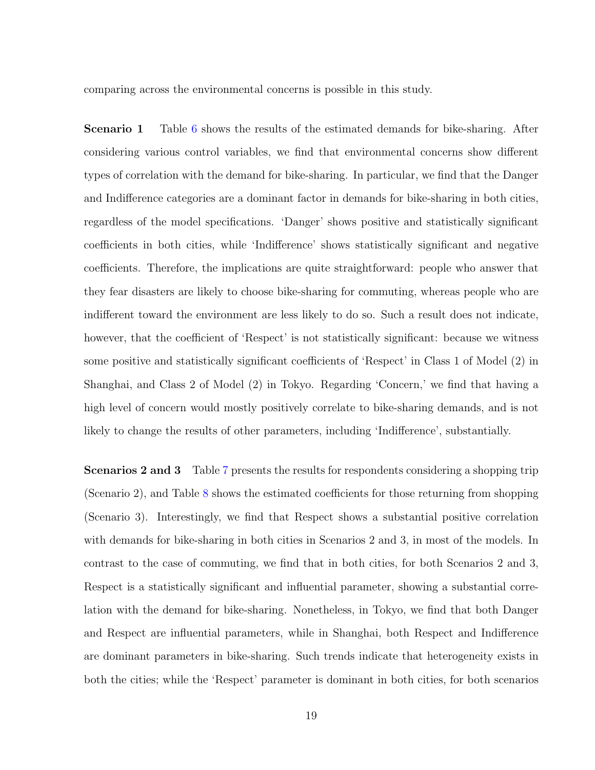comparing across the environmental concerns is possible in this study.

**Scenario 1** Table 6 shows the results of the estimated demands for bike-sharing. After considering various control variables, we find that environmental concerns show different types of correlation with the demand for bike-sharing. In particular, we find that the Danger and Indifference categories are a dominant factor in demands for bike-sharing in both cities, regardless of the model specifications. 'Danger' shows positive and statistically significant coefficients in both cities, while 'Indifference' shows statistically significant and negative coefficients. Therefore, the implications are quite straightforward: people who answer that they fear disasters are likely to choose bike-sharing for commuting, whereas people who are indifferent toward the environment are less likely to do so. Such a result does not indicate, however, that the coefficient of 'Respect' is not statistically significant: because we witness some positive and statistically significant coefficients of 'Respect' in Class 1 of Model (2) in Shanghai, and Class 2 of Model (2) in Tokyo. Regarding 'Concern,' we find that having a high level of concern would mostly positively correlate to bike-sharing demands, and is not likely to change the results of other parameters, including 'Indifference', substantially.

**Scenarios 2 and 3** Table 7 presents the results for respondents considering a shopping trip (Scenario 2), and Table 8 shows the estimated coefficients for those returning from shopping (Scenario 3). Interestingly, we find that Respect shows a substantial positive correlation with demands for bike-sharing in both cities in Scenarios 2 and 3, in most of the models. In contrast to the case of commuting, we find that in both cities, for both Scenarios 2 and 3, Respect is a statistically significant and influential parameter, showing a substantial correlation with the demand for bike-sharing. Nonetheless, in Tokyo, we find that both Danger and Respect are influential parameters, while in Shanghai, both Respect and Indifference are dominant parameters in bike-sharing. Such trends indicate that heterogeneity exists in both the cities; while the 'Respect' parameter is dominant in both cities, for both scenarios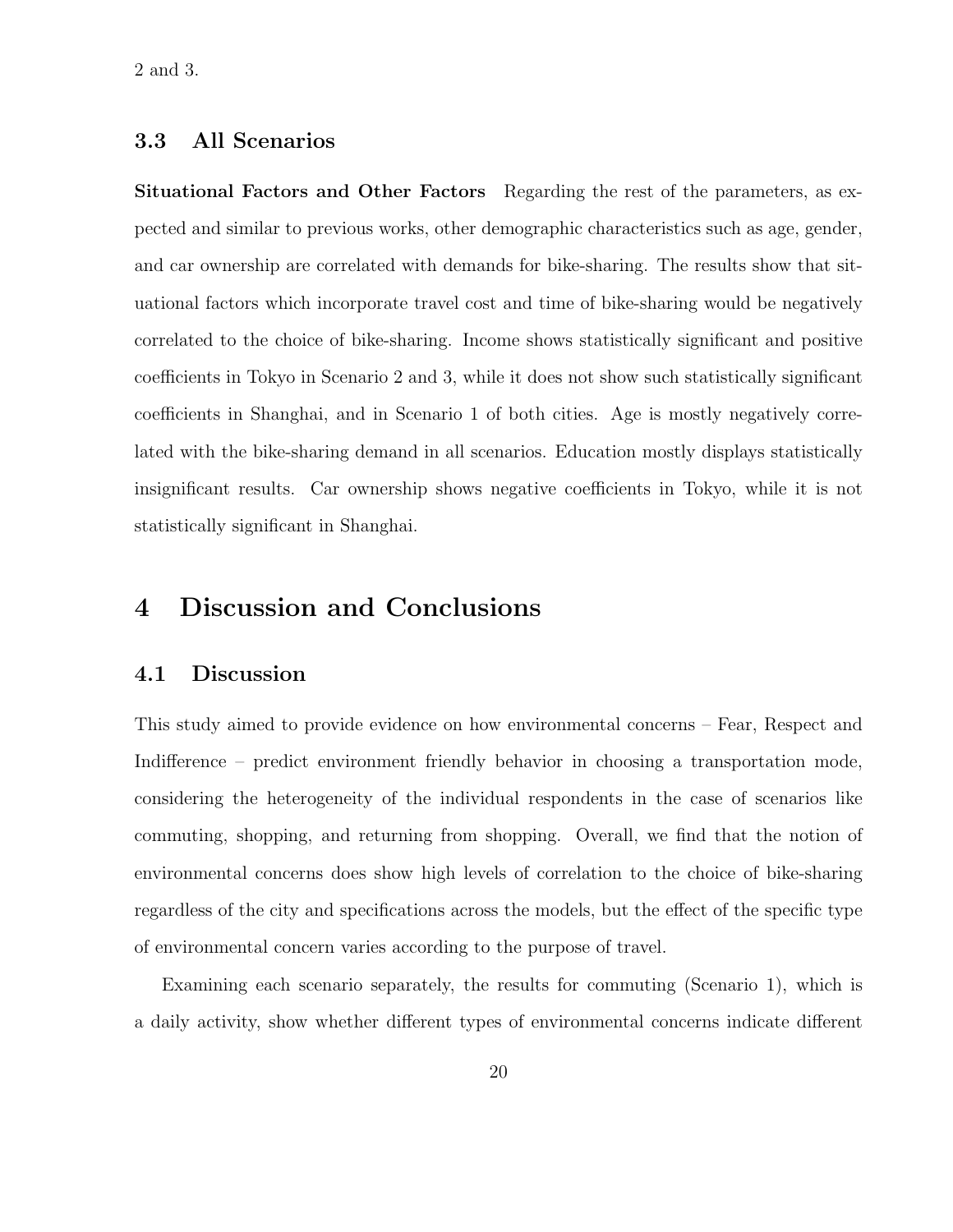2 and 3.

### 3.3 All Scenarios

**Situational Factors and Other Factors** Regarding the rest of the parameters, as expected and similar to previous works, other demographic characteristics such as age, gender, and car ownership are correlated with demands for bike-sharing. The results show that situational factors which incorporate travel cost and time of bike-sharing would be negatively correlated to the choice of bike-sharing. Income shows statistically significant and positive coefficients in Tokyo in Scenario 2 and 3, while it does not show such statistically significant coefficients in Shanghai, and in Scenario 1 of both cities. Age is mostly negatively correlated with the bike-sharing demand in all scenarios. Education mostly displays statistically insignificant results. Car ownership shows negative coefficients in Tokyo, while it is not statistically significant in Shanghai.

# 4 Discussion and Conclusions

## 4.1 Discussion

This study aimed to provide evidence on how environmental concerns – Fear, Respect and Indifference – predict environment friendly behavior in choosing a transportation mode, considering the heterogeneity of the individual respondents in the case of scenarios like commuting, shopping, and returning from shopping. Overall, we find that the notion of environmental concerns does show high levels of correlation to the choice of bike-sharing regardless of the city and specifications across the models, but the effect of the specific type of environmental concern varies according to the purpose of travel.

Examining each scenario separately, the results for commuting (Scenario 1), which is a daily activity, show whether different types of environmental concerns indicate different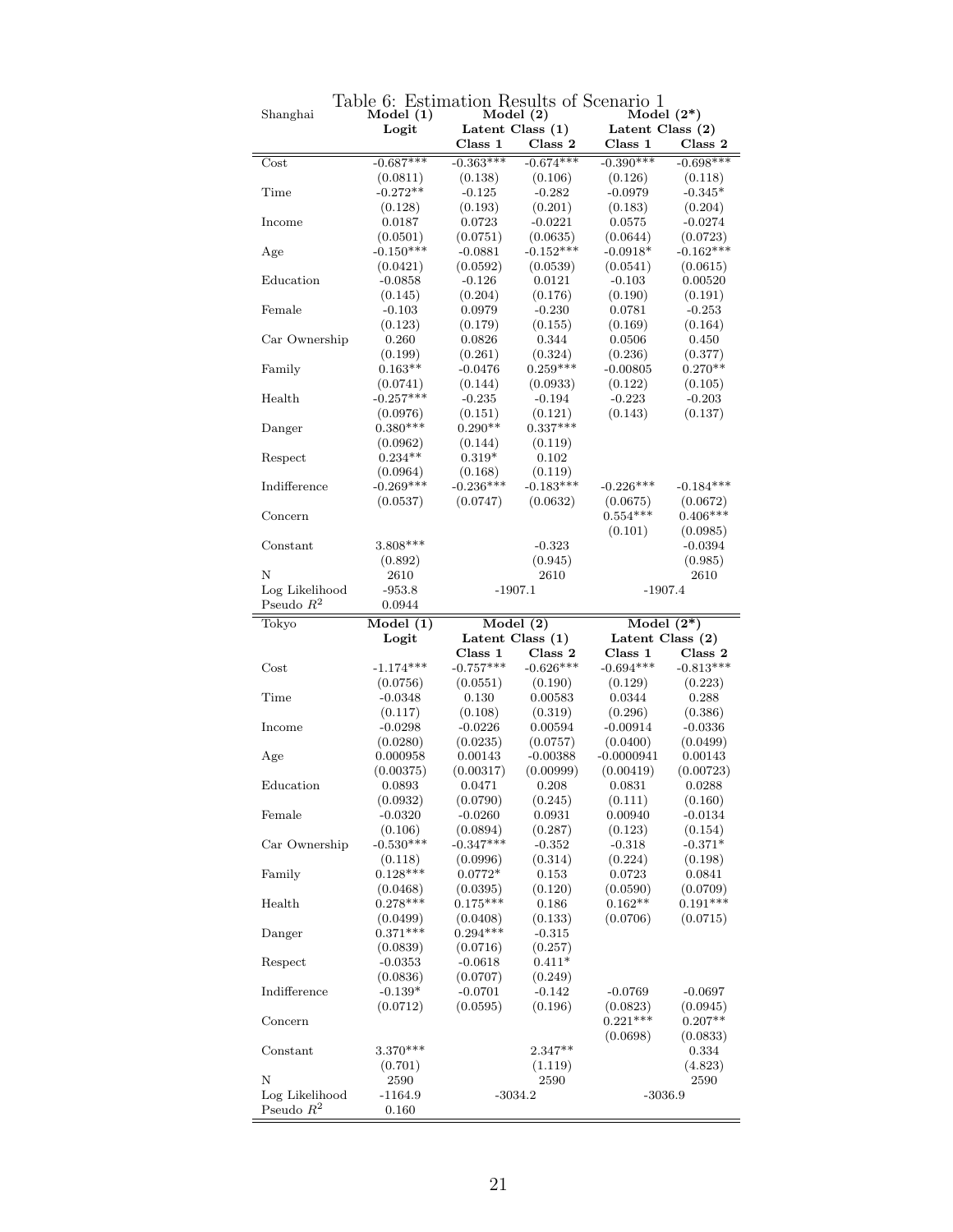Table 6: Estimation Results of Scenario 1

| Shanghai | Model (1) | Model (2) | | Model (2*) | |
|---|---|---|---|---|---|
| | Logit | Latent Class (1) | | Latent Class (2) | |
| | | Class 1 | Class 2 | Class 1 | Class 2 |
| Cost | -0.687*** | -0.363*** | -0.674*** | -0.390*** | -0.698*** |
| | (0.0811) | (0.138) | (0.106) | (0.126) | (0.118) |
| Time | -0.272** | -0.125 | -0.282 | -0.0979 | -0.345* |
| | (0.128) | (0.193) | (0.201) | (0.183) | (0.204) |
| Income | 0.0187 | 0.0723 | -0.0221 | 0.0575 | -0.0274 |
| | (0.0501) | (0.0751) | (0.0635) | (0.0644) | (0.0723) |
| Age | -0.150*** | -0.0881 | -0.152*** | -0.0918* | -0.162*** |
| | (0.0421) | (0.0592) | (0.0539) | (0.0541) | (0.0615) |
| Education | -0.0858 | -0.126 | 0.0121 | -0.103 | 0.00520 |
| | (0.145) | (0.204) | (0.176) | (0.190) | (0.191) |
| Female | -0.103 | 0.0979 | -0.230 | 0.0781 | -0.253 |
| | (0.123) | (0.179) | (0.155) | (0.169) | (0.164) |
| Car Ownership | 0.260 | 0.0826 | 0.344 | 0.0506 | 0.450 |
| | (0.199) | (0.261) | (0.324) | (0.236) | (0.377) |
| Family | 0.163** | -0.0476 | 0.259*** | -0.00805 | 0.270** |
| | (0.0741) | (0.144) | (0.0933) | (0.122) | (0.105) |
| Health | -0.257*** | -0.235 | -0.194 | -0.223 | -0.203 |
| | (0.0976) | (0.151) | (0.121) | (0.143) | (0.137) |
| Danger | 0.380*** | 0.290** | 0.337*** | | |
| | (0.0962) | (0.144) | (0.119) | | |
| Respect | 0.234** | 0.319* | 0.102 | | |
| | (0.0964) | (0.168) | (0.119) | | |
| Indifference | -0.269*** | -0.236*** | -0.183*** | -0.226*** | -0.184*** |
| | (0.0537) | (0.0747) | (0.0632) | (0.0675) | (0.0672) |
| Concern | | | | 0.554*** | 0.406*** |
| | | | | (0.101) | (0.0985) |
| Constant | 3.808*** | | -0.323 | | -0.0394 |
| | (0.892) | | (0.945) | | (0.985) |
| N | 2610 | | 2610 | | 2610 |
| Log Likelihood | -953.8 | -1907.1 | | -1907.4 | |
| Pseudo $R^2$ | 0.0944 | | | | |

| Tokyo | Model (1) | Model (2) | | Model (2*) | |
|---|---|---|---|---|---|
| | Logit | Latent Class (1) | | Latent Class (2) | |
| | | Class 1 | Class 2 | Class 1 | Class 2 |
| Cost | -1.174*** | -0.757*** | -0.626*** | -0.694*** | -0.813*** |
| | (0.0756) | (0.0551) | (0.190) | (0.129) | (0.223) |
| Time | -0.0348 | 0.130 | 0.00583 | 0.0344 | 0.288 |
| | (0.117) | (0.108) | (0.319) | (0.296) | (0.386) |
| Income | -0.0298 | -0.0226 | 0.00594 | -0.00914 | -0.0336 |
| | (0.0280) | (0.0235) | (0.0757) | (0.0400) | (0.0499) |
| Age | 0.000958 | 0.00143 | -0.00388 | -0.0000941 | 0.00143 |
| | (0.00375) | (0.00317) | (0.00999) | (0.00419) | (0.00723) |
| Education | 0.0893 | 0.0471 | 0.208 | 0.0831 | 0.0288 |
| | (0.0932) | (0.0790) | (0.245) | (0.111) | (0.160) |
| Female | -0.0320 | -0.0260 | 0.0931 | 0.00940 | -0.0134 |
| | (0.106) | (0.0894) | (0.287) | (0.123) | (0.154) |
| Car Ownership | -0.530*** | -0.347*** | -0.352 | -0.318 | -0.371* |
| | (0.118) | (0.0996) | (0.314) | (0.224) | (0.198) |
| Family | 0.128*** | 0.0772* | 0.153 | 0.0723 | 0.0841 |
| | (0.0468) | (0.0395) | (0.120) | (0.0590) | (0.0709) |
| Health | 0.278*** | 0.175*** | 0.186 | 0.162** | 0.191*** |
| | (0.0499) | (0.0408) | (0.133) | (0.0706) | (0.0715) |
| Danger | 0.371*** | 0.294*** | -0.315 | | |
| | (0.0839) | (0.0716) | (0.257) | | |
| Respect | -0.0353 | -0.0618 | 0.411* | | |
| | (0.0836) | (0.0707) | (0.249) | | |
| Indifference | -0.139* | -0.0701 | -0.142 | -0.0769 | -0.0697 |
| | (0.0712) | (0.0595) | (0.196) | (0.0823) | (0.0945) |
| Concern | | | | 0.221*** | 0.207** |
| | | | | (0.0698) | (0.0833) |
| Constant | 3.370*** | | 2.347** | | 0.334 |
| | (0.701) | | (1.119) | | (4.823) |
| N | 2590 | | 2590 | | 2590 |
| Log Likelihood | -1164.9 | -3034.2 | | -3036.9 | |
| Pseudo $R^2$ | 0.160 | | | | |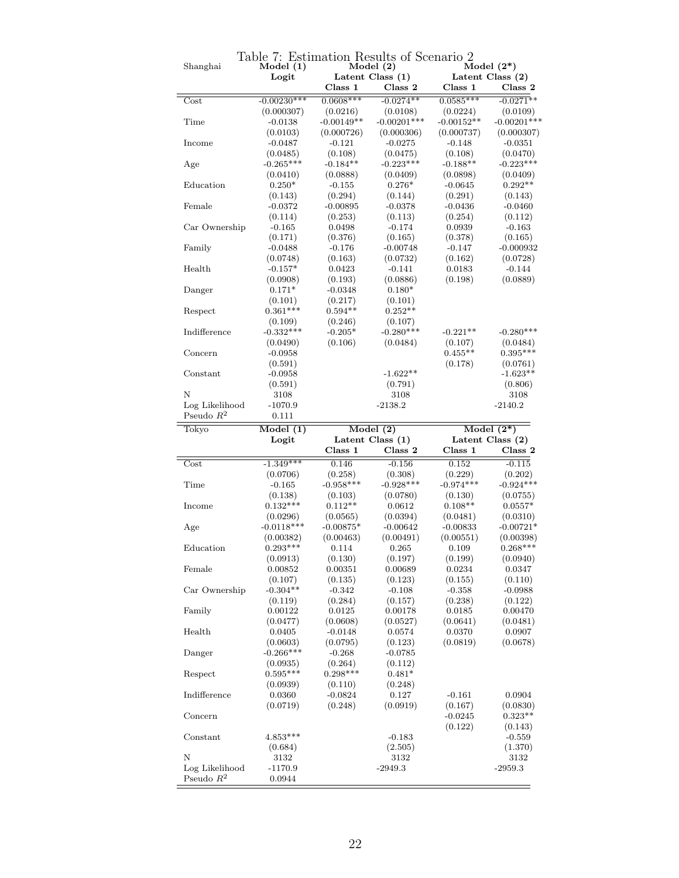Table 7: Estimation Results of Scenario 2

| Shanghai | Model (1) | Model (2) | | Model (2*) | |
|---|---|---|---|---|---|
| | Logit | Latent Class (1) | | Latent Class (2) | |
| | | Class 1 | Class 2 | Class 1 | Class 2 |
| Cost | -0.00230*** | 0.0608*** | -0.0274** | 0.0585*** | -0.0271** |
| | (0.000307) | (0.0216) | (0.0108) | (0.0224) | (0.0109) |
| Time | -0.0138 | -0.00149** | -0.00201*** | -0.00152** | -0.00201*** |
| | (0.0103) | (0.000726) | (0.000306) | (0.000737) | (0.000307) |
| Income | -0.0487 | -0.121 | -0.0275 | -0.148 | -0.0351 |
| | (0.0485) | (0.108) | (0.0475) | (0.108) | (0.0470) |
| Age | -0.265*** | -0.184** | -0.223*** | -0.188** | -0.223*** |
| | (0.0410) | (0.0888) | (0.0409) | (0.0898) | (0.0409) |
| Education | 0.250* | -0.155 | 0.276* | -0.0645 | 0.292** |
| | (0.143) | (0.294) | (0.144) | (0.291) | (0.143) |
| Female | -0.0372 | -0.00895 | -0.0378 | -0.0436 | -0.0460 |
| | (0.114) | (0.253) | (0.113) | (0.254) | (0.112) |
| Car Ownership | -0.165 | 0.0498 | -0.174 | 0.0939 | -0.163 |
| | (0.171) | (0.376) | (0.165) | (0.378) | (0.165) |
| Family | -0.0488 | -0.176 | -0.00748 | -0.147 | -0.000932 |
| | (0.0748) | (0.163) | (0.0732) | (0.162) | (0.0728) |
| Health | -0.157* | 0.0423 | -0.141 | 0.0183 | -0.144 |
| | (0.0908) | (0.193) | (0.0886) | (0.198) | (0.0889) |
| Danger | 0.171* | -0.0348 | 0.180* | | |
| | (0.101) | (0.217) | (0.101) | | |
| Respect | 0.361*** | 0.594** | 0.252** | | |
| | (0.109) | (0.246) | (0.107) | | |
| Indifference | -0.332*** | -0.205* | -0.280*** | -0.221** | -0.280*** |
| | (0.0490) | (0.106) | (0.0484) | (0.107) | (0.0484) |
| Concern | -0.0958 | | | 0.455** | 0.395*** |
| | (0.591) | | | (0.178) | (0.0761) |
| Constant | -0.0958 | | -1.622** | | -1.623** |
| | (0.591) | | (0.791) | | (0.806) |
| N | 3108 | | 3108 | | 3108 |
| Log Likelihood | -1070.9 | | -2138.2 | | -2140.2 |
| Pseudo $R^2$ | 0.111 | | | | |

| Tokyo | Model (1) | Model (2) | | Model (2*) | |
|---|---|---|---|---|---|
| | Logit | Latent Class (1) | | Latent Class (2) | |
| | | Class 1 | Class 2 | Class 1 | Class 2 |
| Cost | -1.349*** | 0.146 | -0.156 | 0.152 | -0.115 |
| | (0.0706) | (0.258) | (0.308) | (0.229) | (0.202) |
| Time | -0.165 | -0.958*** | -0.928*** | -0.974*** | -0.924*** |
| | (0.138) | (0.103) | (0.0780) | (0.130) | (0.0755) |
| Income | 0.132*** | 0.112** | 0.0612 | 0.108** | 0.0557* |
| | (0.0296) | (0.0565) | (0.0394) | (0.0481) | (0.0310) |
| Age | -0.0118*** | -0.00875* | -0.00642 | -0.00833 | -0.00721* |
| | (0.00382) | (0.00463) | (0.00491) | (0.00551) | (0.00398) |
| Education | 0.293*** | 0.114 | 0.265 | 0.109 | 0.268*** |
| | (0.0913) | (0.130) | (0.197) | (0.199) | (0.0940) |
| Female | 0.00852 | 0.00351 | 0.00689 | 0.0234 | 0.0347 |
| | (0.107) | (0.135) | (0.123) | (0.155) | (0.110) |
| Car Ownership | -0.304** | -0.342 | -0.108 | -0.358 | -0.0988 |
| | (0.119) | (0.284) | (0.157) | (0.238) | (0.122) |
| Family | 0.00122 | 0.0125 | 0.00178 | 0.0185 | 0.00470 |
| | (0.0477) | (0.0608) | (0.0527) | (0.0641) | (0.0481) |
| Health | 0.0405 | -0.0148 | 0.0574 | 0.0370 | 0.0907 |
| | (0.0603) | (0.0795) | (0.123) | (0.0819) | (0.0678) |
| Danger | -0.266*** | -0.268 | -0.0785 | | |
| | (0.0935) | (0.264) | (0.112) | | |
| Respect | 0.595*** | 0.298*** | 0.481* | | |
| | (0.0939) | (0.110) | (0.248) | | |
| Indifference | 0.0360 | -0.0824 | 0.127 | -0.161 | 0.0904 |
| | (0.0719) | (0.248) | (0.0919) | (0.167) | (0.0830) |
| Concern | | | | -0.0245 | 0.323** |
| | | | | (0.122) | (0.143) |
| Constant | 4.853*** | | -0.183 | | -0.559 |
| | (0.684) | | (2.505) | | (1.370) |
| N | 3132 | | 3132 | | 3132 |
| Log Likelihood | -1170.9 | | -2949.3 | | -2959.3 |
| Pseudo $R^2$ | 0.0944 | | | | |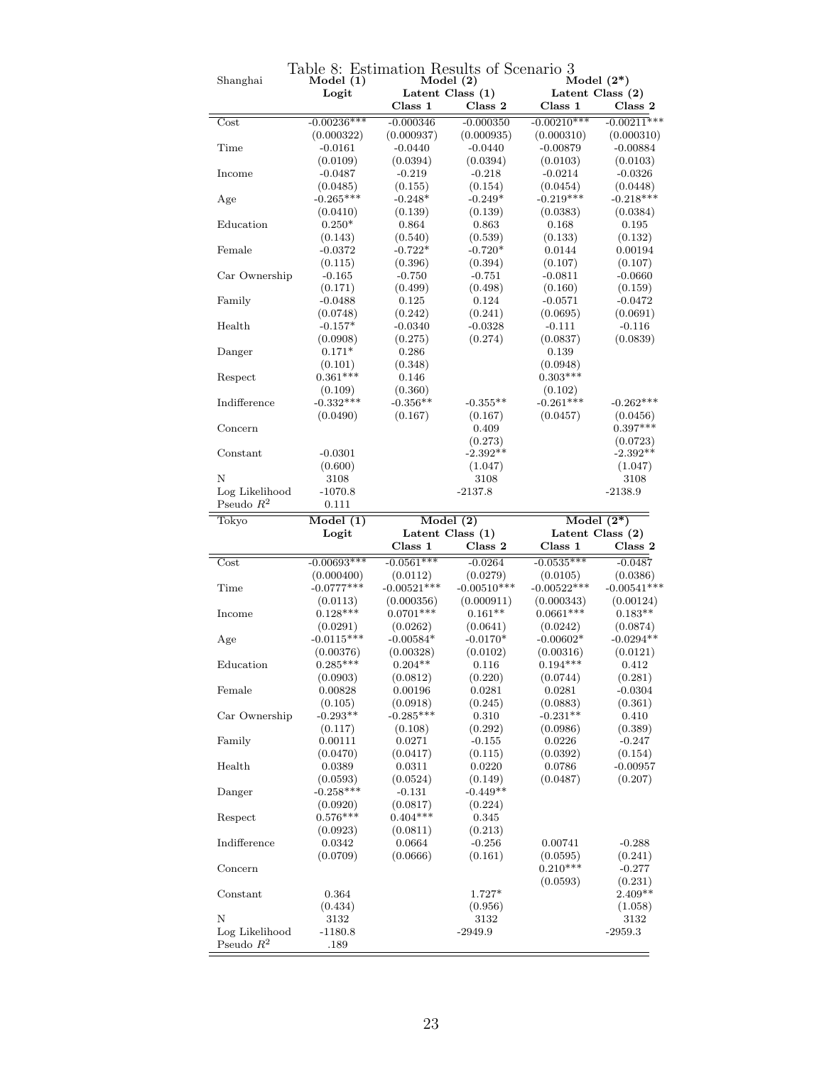Table 8: Estimation Results of Scenario 3

| Shanghai | Model (1) | Model (2) | | Model (2*) | |
|---|---|---|---|---|---|
| | Logit | Latent Class (1) | | Latent Class (2) | |
| | | Class 1 | Class 2 | Class 1 | Class 2 |
| Cost | -0.00236*** | -0.000346 | -0.000350 | -0.00210*** | -0.00211*** |
| | (0.000322) | (0.000937) | (0.000935) | (0.000310) | (0.000310) |
| Time | -0.0161 | -0.0440 | -0.0440 | -0.00879 | -0.00884 |
| | (0.0109) | (0.0394) | (0.0394) | (0.0103) | (0.0103) |
| Income | -0.0487 | -0.219 | -0.218 | -0.0214 | -0.0326 |
| | (0.0485) | (0.155) | (0.154) | (0.0454) | (0.0448) |
| Age | -0.265*** | -0.248* | -0.249* | -0.219*** | -0.218*** |
| | (0.0410) | (0.139) | (0.139) | (0.0383) | (0.0384) |
| Education | 0.250* | 0.864 | 0.863 | 0.168 | 0.195 |
| | (0.143) | (0.540) | (0.539) | (0.133) | (0.132) |
| Female | -0.0372 | -0.722* | -0.720* | 0.0144 | 0.00194 |
| | (0.115) | (0.396) | (0.394) | (0.107) | (0.107) |
| Car Ownership | -0.165 | -0.750 | -0.751 | -0.0811 | -0.0660 |
| | (0.171) | (0.499) | (0.498) | (0.160) | (0.159) |
| Family | -0.0488 | 0.125 | 0.124 | -0.0571 | -0.0472 |
| | (0.0748) | (0.242) | (0.241) | (0.0695) | (0.0691) |
| Health | -0.157* | -0.0340 | -0.0328 | -0.111 | -0.116 |
| | (0.0908) | (0.275) | (0.274) | (0.0837) | (0.0839) |
| Danger | 0.171* | 0.286 | | 0.139 | |
| | (0.101) | (0.348) | | (0.0948) | |
| Respect | 0.361*** | 0.146 | | 0.303*** | |
| | (0.109) | (0.360) | | (0.102) | |
| Indifference | -0.332*** | -0.356** | -0.355** | -0.261*** | -0.262*** |
| | (0.0490) | (0.167) | (0.167) | (0.0457) | (0.0456) |
| Concern | | | 0.409 | | 0.397*** |
| | | | (0.273) | | (0.0723) |
| Constant | -0.0301 | | -2.392** | | -2.392** |
| | (0.600) | | (1.047) | | (1.047) |
| N | 3108 | | 3108 | | 3108 |
| Log Likelihood | -1070.8 | | -2137.8 | | -2138.9 |
| Pseudo $R^2$ | 0.111 | | | | |

| Tokyo | Model (1) | Model (2) | | Model (2*) | |
|---|---|---|---|---|---|
| | Logit | Latent Class (1) | | Latent Class (2) | |
| | | Class 1 | Class 2 | Class 1 | Class 2 |
| Cost | -0.00693*** | -0.0561*** | -0.0264 | -0.0535*** | -0.0487 |
| | (0.000400) | (0.0112) | (0.0279) | (0.0105) | (0.0386) |
| Time | -0.0777*** | -0.00521*** | -0.00510*** | -0.00522*** | -0.00541*** |
| | (0.0113) | (0.000356) | (0.000911) | (0.000343) | (0.00124) |
| Income | 0.128*** | 0.0701*** | 0.161** | 0.0661*** | 0.183** |
| | (0.0291) | (0.0262) | (0.0641) | (0.0242) | (0.0874) |
| Age | -0.0115*** | -0.00584* | -0.0170* | -0.00602* | -0.0294** |
| | (0.00376) | (0.00328) | (0.0102) | (0.00316) | (0.0121) |
| Education | 0.285*** | 0.204** | 0.116 | 0.194*** | 0.412 |
| | (0.0903) | (0.0812) | (0.220) | (0.0744) | (0.281) |
| Female | 0.00828 | 0.00196 | 0.0281 | 0.0281 | -0.0304 |
| | (0.105) | (0.0918) | (0.245) | (0.0883) | (0.361) |
| Car Ownership | -0.293** | -0.285*** | 0.310 | -0.231** | 0.410 |
| | (0.117) | (0.108) | (0.292) | (0.0986) | (0.389) |
| Family | 0.00111 | 0.0271 | -0.155 | 0.0226 | -0.247 |
| | (0.0470) | (0.0417) | (0.115) | (0.0392) | (0.154) |
| Health | 0.0389 | 0.0311 | 0.0220 | 0.0786 | -0.00957 |
| | (0.0593) | (0.0524) | (0.149) | (0.0487) | (0.207) |
| Danger | -0.258*** | -0.131 | -0.449** | | |
| | (0.0920) | (0.0817) | (0.224) | | |
| Respect | 0.576*** | 0.404*** | 0.345 | | |
| | (0.0923) | (0.0811) | (0.213) | | |
| Indifference | 0.0342 | 0.0664 | -0.256 | 0.00741 | -0.288 |
| | (0.0709) | (0.0666) | (0.161) | (0.0595) | (0.241) |
| Concern | | | | 0.210*** | -0.277 |
| | | | | (0.0593) | (0.231) |
| Constant | 0.364 | | 1.727* | | 2.409** |
| | (0.434) | | (0.956) | | (1.058) |
| N | 3132 | | 3132 | | 3132 |
| Log Likelihood | -1180.8 | | -2949.9 | | -2959.3 |
| Pseudo $R^2$ | .189 | | | | |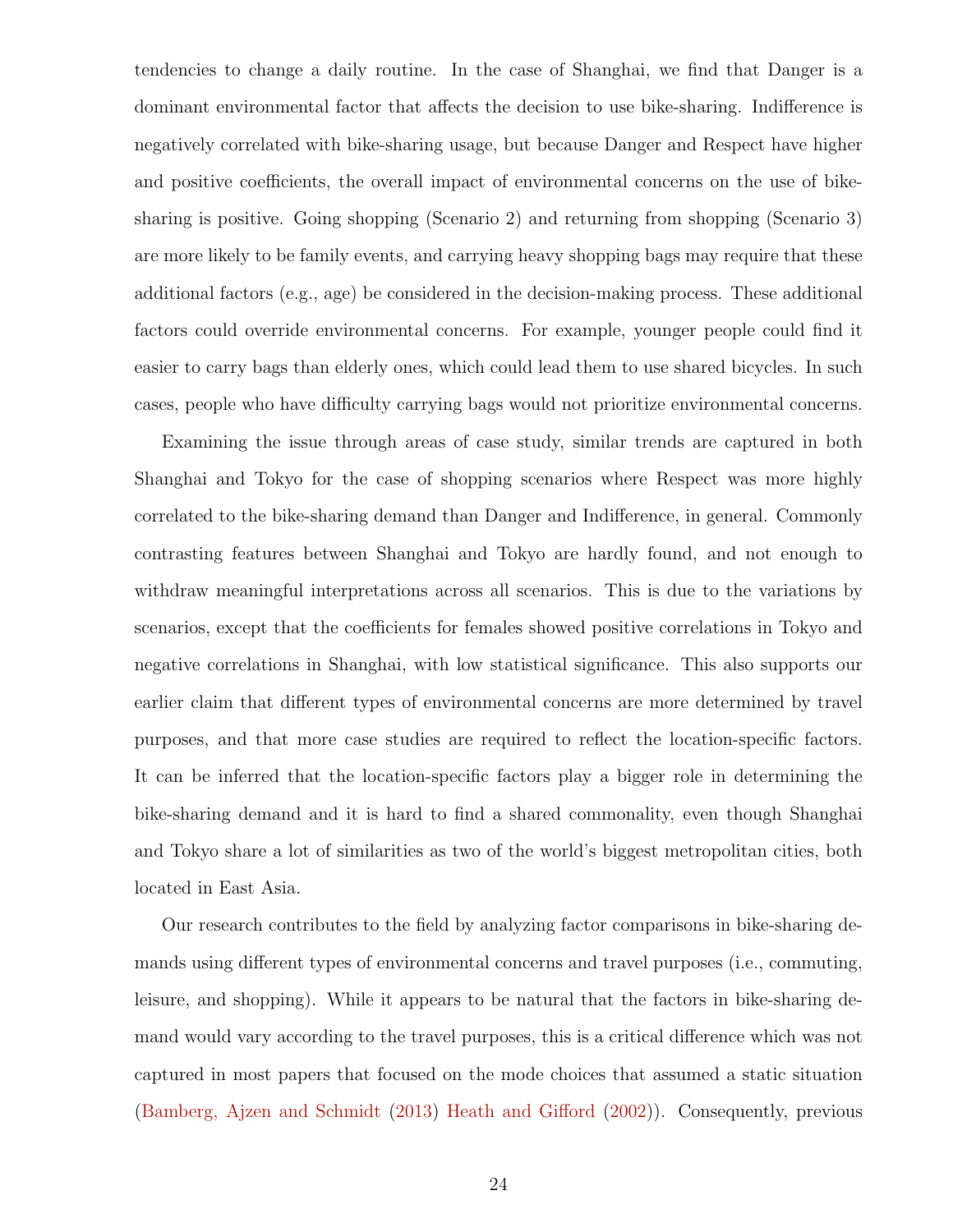tendencies to change a daily routine. In the case of Shanghai, we find that Danger is a dominant environmental factor that affects the decision to use bike-sharing. Indifference is negatively correlated with bike-sharing usage, but because Danger and Respect have higher and positive coefficients, the overall impact of environmental concerns on the use of bike-sharing is positive. Going shopping (Scenario 2) and returning from shopping (Scenario 3) are more likely to be family events, and carrying heavy shopping bags may require that these additional factors (e.g., age) be considered in the decision-making process. These additional factors could override environmental concerns. For example, younger people could find it easier to carry bags than elderly ones, which could lead them to use shared bicycles. In such cases, people who have difficulty carrying bags would not prioritize environmental concerns.

Examining the issue through areas of case study, similar trends are captured in both Shanghai and Tokyo for the case of shopping scenarios where Respect was more highly correlated to the bike-sharing demand than Danger and Indifference, in general. Commonly contrasting features between Shanghai and Tokyo are hardly found, and not enough to withdraw meaningful interpretations across all scenarios. This is due to the variations by scenarios, except that the coefficients for females showed positive correlations in Tokyo and negative correlations in Shanghai, with low statistical significance. This also supports our earlier claim that different types of environmental concerns are more determined by travel purposes, and that more case studies are required to reflect the location-specific factors. It can be inferred that the location-specific factors play a bigger role in determining the bike-sharing demand and it is hard to find a shared commonality, even though Shanghai and Tokyo share a lot of similarities as two of the world's biggest metropolitan cities, both located in East Asia.

Our research contributes to the field by analyzing factor comparisons in bike-sharing demands using different types of environmental concerns and travel purposes (i.e., commuting, leisure, and shopping). While it appears to be natural that the factors in bike-sharing demand would vary according to the travel purposes, this is a critical difference which was not captured in most papers that focused on the mode choices that assumed a static situation (Bamberg, Ajzen and Schmidt (2013) Heath and Gifford (2002)). Consequently, previous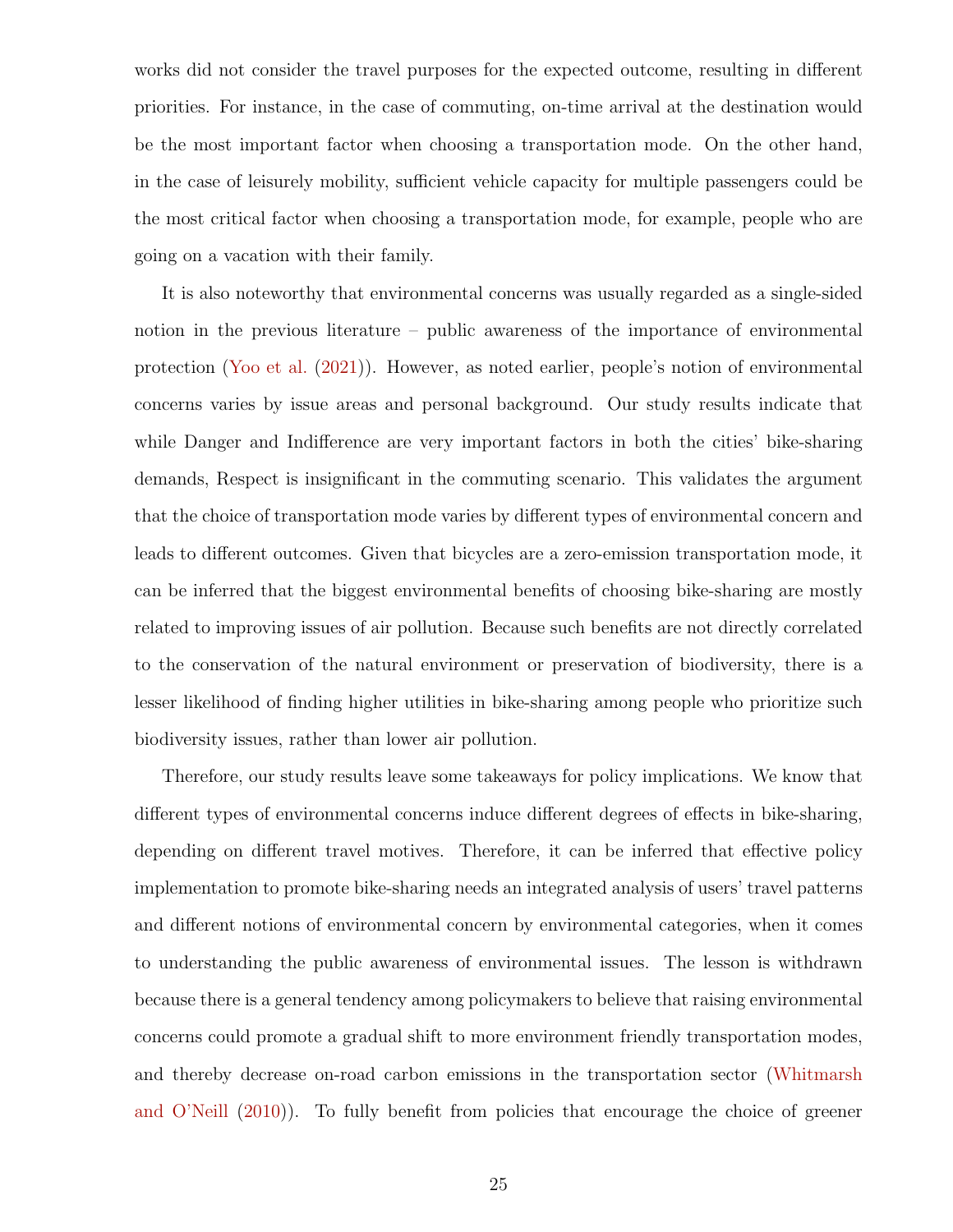works did not consider the travel purposes for the expected outcome, resulting in different priorities. For instance, in the case of commuting, on-time arrival at the destination would be the most important factor when choosing a transportation mode. On the other hand, in the case of leisurely mobility, sufficient vehicle capacity for multiple passengers could be the most critical factor when choosing a transportation mode, for example, people who are going on a vacation with their family.

It is also noteworthy that environmental concerns was usually regarded as a single-sided notion in the previous literature – public awareness of the importance of environmental protection (Yoo et al. (2021)). However, as noted earlier, people's notion of environmental concerns varies by issue areas and personal background. Our study results indicate that while Danger and Indifference are very important factors in both the cities' bike-sharing demands, Respect is insignificant in the commuting scenario. This validates the argument that the choice of transportation mode varies by different types of environmental concern and leads to different outcomes. Given that bicycles are a zero-emission transportation mode, it can be inferred that the biggest environmental benefits of choosing bike-sharing are mostly related to improving issues of air pollution. Because such benefits are not directly correlated to the conservation of the natural environment or preservation of biodiversity, there is a lesser likelihood of finding higher utilities in bike-sharing among people who prioritize such biodiversity issues, rather than lower air pollution.

Therefore, our study results leave some takeaways for policy implications. We know that different types of environmental concerns induce different degrees of effects in bike-sharing, depending on different travel motives. Therefore, it can be inferred that effective policy implementation to promote bike-sharing needs an integrated analysis of users' travel patterns and different notions of environmental concern by environmental categories, when it comes to understanding the public awareness of environmental issues. The lesson is withdrawn because there is a general tendency among policymakers to believe that raising environmental concerns could promote a gradual shift to more environment friendly transportation modes, and thereby decrease on-road carbon emissions in the transportation sector (Whitmarsh and O'Neill (2010)). To fully benefit from policies that encourage the choice of greener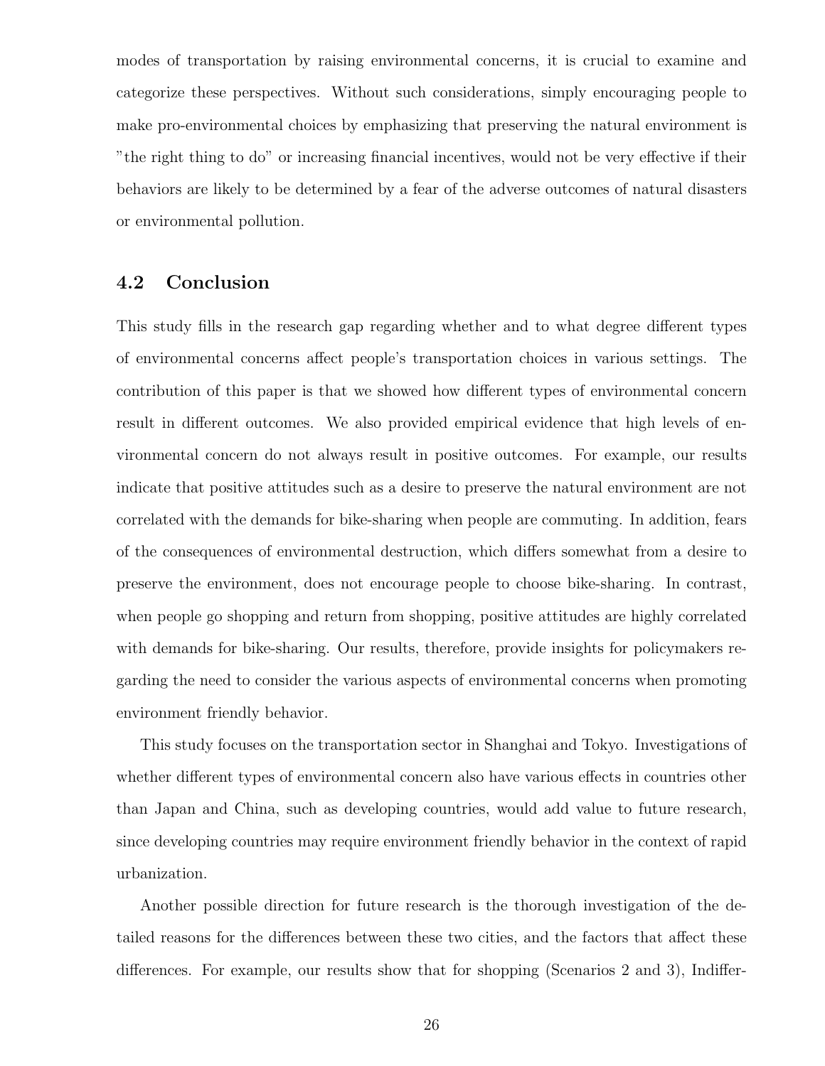modes of transportation by raising environmental concerns, it is crucial to examine and categorize these perspectives. Without such considerations, simply encouraging people to make pro-environmental choices by emphasizing that preserving the natural environment is "the right thing to do" or increasing financial incentives, would not be very effective if their behaviors are likely to be determined by a fear of the adverse outcomes of natural disasters or environmental pollution.

## 4.2 Conclusion

This study fills in the research gap regarding whether and to what degree different types of environmental concerns affect people's transportation choices in various settings. The contribution of this paper is that we showed how different types of environmental concern result in different outcomes. We also provided empirical evidence that high levels of environmental concern do not always result in positive outcomes. For example, our results indicate that positive attitudes such as a desire to preserve the natural environment are not correlated with the demands for bike-sharing when people are commuting. In addition, fears of the consequences of environmental destruction, which differs somewhat from a desire to preserve the environment, does not encourage people to choose bike-sharing. In contrast, when people go shopping and return from shopping, positive attitudes are highly correlated with demands for bike-sharing. Our results, therefore, provide insights for policymakers regarding the need to consider the various aspects of environmental concerns when promoting environment friendly behavior.

This study focuses on the transportation sector in Shanghai and Tokyo. Investigations of whether different types of environmental concern also have various effects in countries other than Japan and China, such as developing countries, would add value to future research, since developing countries may require environment friendly behavior in the context of rapid urbanization.

Another possible direction for future research is the thorough investigation of the detailed reasons for the differences between these two cities, and the factors that affect these differences. For example, our results show that for shopping (Scenarios 2 and 3), Indiffer-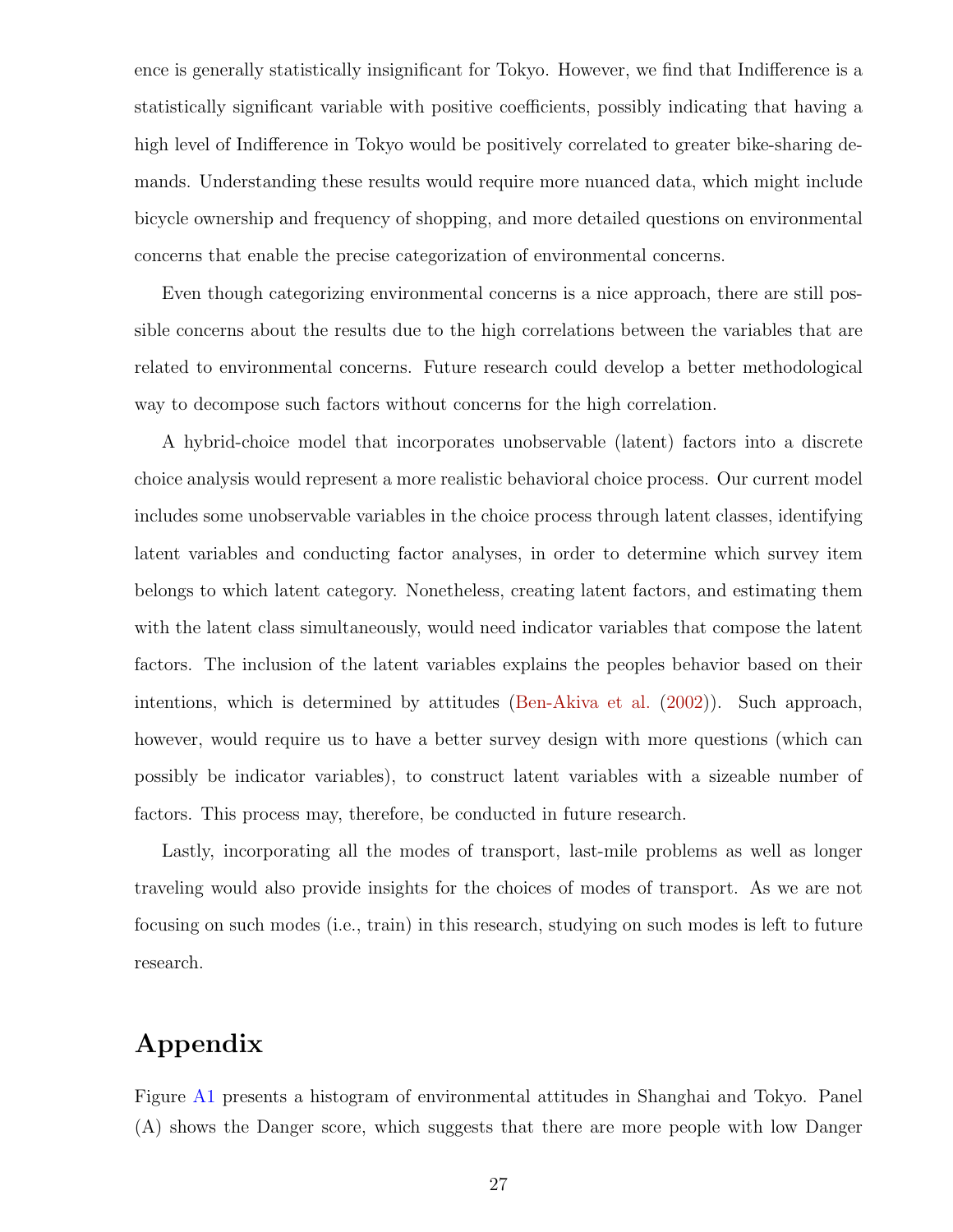ence is generally statistically insignificant for Tokyo. However, we find that Indifference is a statistically significant variable with positive coefficients, possibly indicating that having a high level of Indifference in Tokyo would be positively correlated to greater bike-sharing demands. Understanding these results would require more nuanced data, which might include bicycle ownership and frequency of shopping, and more detailed questions on environmental concerns that enable the precise categorization of environmental concerns.

Even though categorizing environmental concerns is a nice approach, there are still possible concerns about the results due to the high correlations between the variables that are related to environmental concerns. Future research could develop a better methodological way to decompose such factors without concerns for the high correlation.

A hybrid-choice model that incorporates unobservable (latent) factors into a discrete choice analysis would represent a more realistic behavioral choice process. Our current model includes some unobservable variables in the choice process through latent classes, identifying latent variables and conducting factor analyses, in order to determine which survey item belongs to which latent category. Nonetheless, creating latent factors, and estimating them with the latent class simultaneously, would need indicator variables that compose the latent factors. The inclusion of the latent variables explains the peoples behavior based on their intentions, which is determined by attitudes (Ben-Akiva et al. (2002)). Such approach, however, would require us to have a better survey design with more questions (which can possibly be indicator variables), to construct latent variables with a sizeable number of factors. This process may, therefore, be conducted in future research.

Lastly, incorporating all the modes of transport, last-mile problems as well as longer traveling would also provide insights for the choices of modes of transport. As we are not focusing on such modes (i.e., train) in this research, studying on such modes is left to future research.

# Appendix

Figure A1 presents a histogram of environmental attitudes in Shanghai and Tokyo. Panel (A) shows the Danger score, which suggests that there are more people with low Danger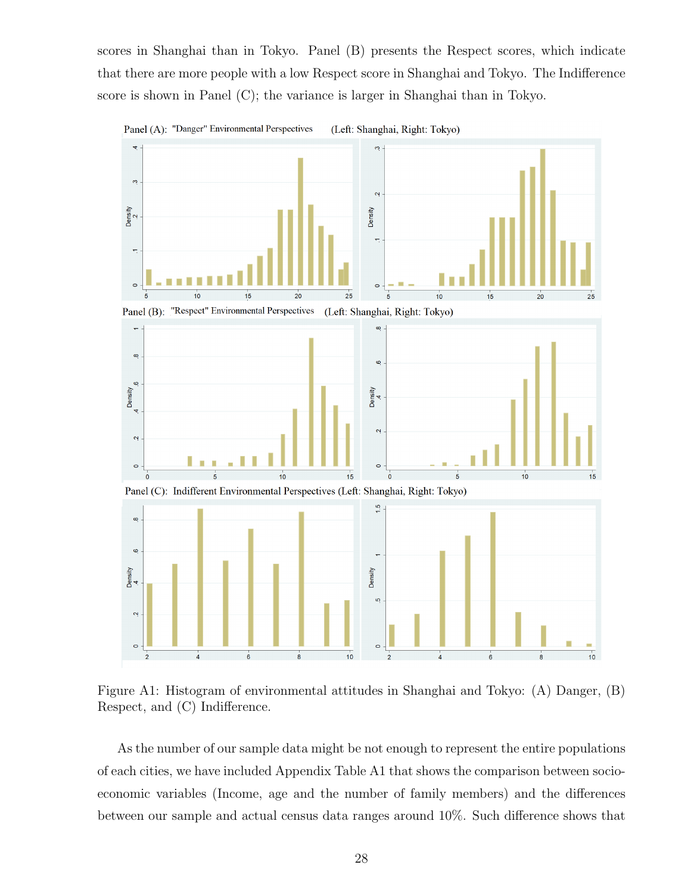scores in Shanghai than in Tokyo. Panel (B) presents the Respect scores, which indicate that there are more people with a low Respect score in Shanghai and Tokyo. The Indifference score is shown in Panel (C); the variance is larger in Shanghai than in Tokyo.

Figure A1: Histogram of environmental attitudes in Shanghai and Tokyo: (A) Danger, (B) Respect, and (C) Indifference.

As the number of our sample data might be not enough to represent the entire populations of each cities, we have included Appendix Table A1 that shows the comparison between socio-economic variables (Income, age and the number of family members) and the differences between our sample and actual census data ranges around 10%. Such difference shows that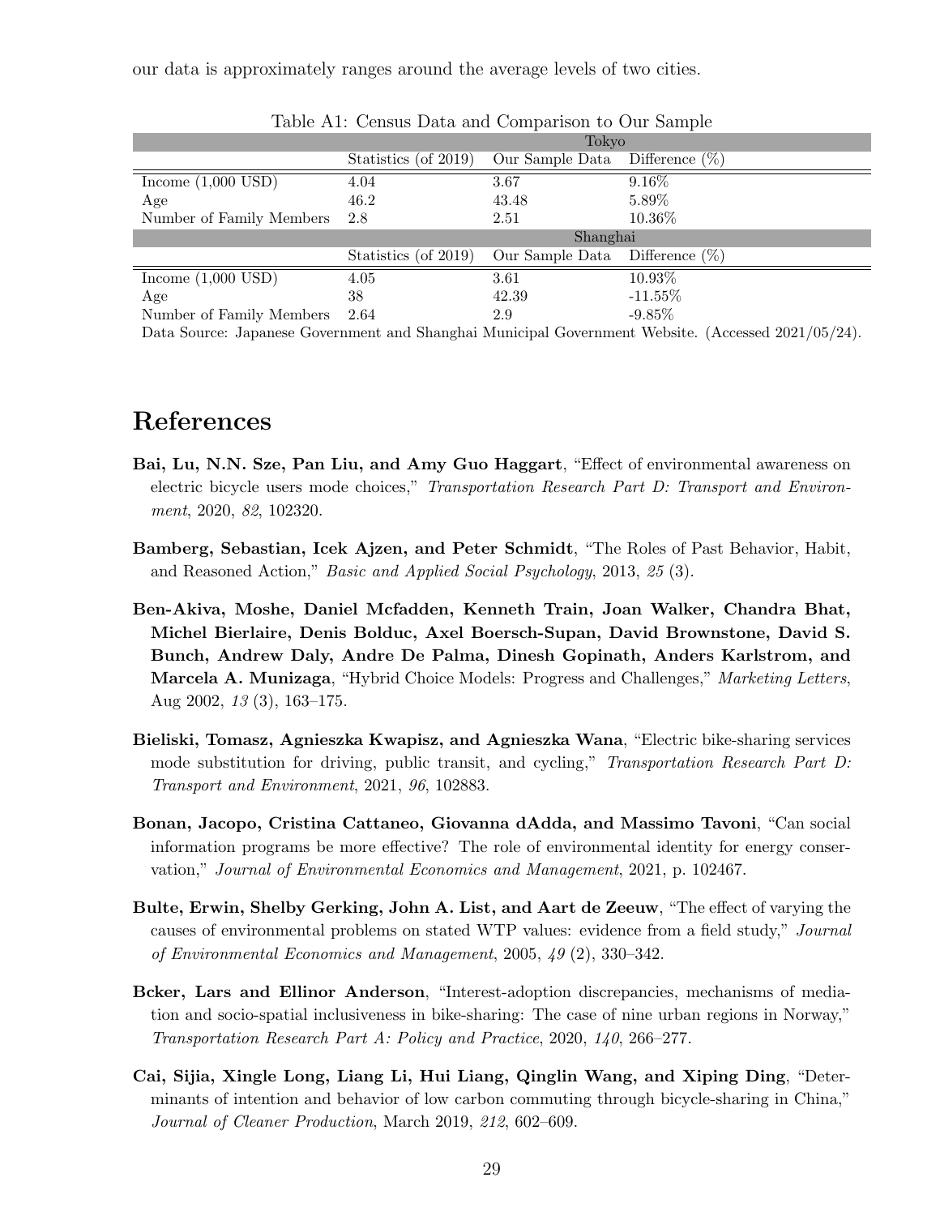our data is approximately ranges around the average levels of two cities.

Table A1: Census Data and Comparison to Our Sample

| | Tokyo | | |
|---|---|---|---|
| | Statistics (of 2019) | Our Sample Data | Difference (%) |
| Income (1,000 USD) | 4.04 | 3.67 | 9.16% |
| Age | 46.2 | 43.48 | 5.89% |
| Number of Family Members | 2.8 | 2.51 | 10.36% |
| | Shanghai | | |
| | Statistics (of 2019) | Our Sample Data | Difference (%) |
| Income (1,000 USD) | 4.05 | 3.61 | 10.93% |
| Age | 38 | 42.39 | -11.55% |
| Number of Family Members | 2.64 | 2.9 | -9.85% |

Data Source: Japanese Government and Shanghai Municipal Government Website. (Accessed 2021/05/24).

# References

**Bai, Lu, N.N. Sze, Pan Liu, and Amy Guo Haggart**, "Effect of environmental awareness on electric bicycle users mode choices," *Transportation Research Part D: Transport and Environment*, 2020, *82*, 102320.

**Bamberg, Sebastian, Icek Ajzen, and Peter Schmidt**, "The Roles of Past Behavior, Habit, and Reasoned Action," *Basic and Applied Social Psychology*, 2013, *25* (3).

**Ben-Akiva, Moshe, Daniel Mcfadden, Kenneth Train, Joan Walker, Chandra Bhat, Michel Bierlaire, Denis Bolduc, Axel Boersch-Supan, David Brownstone, David S. Bunch, Andrew Daly, Andre De Palma, Dinesh Gopinath, Anders Karlstrom, and Marcela A. Munizaga**, "Hybrid Choice Models: Progress and Challenges," *Marketing Letters*, Aug 2002, *13* (3), 163–175.

**Bieliski, Tomasz, Agnieszka Kwapisz, and Agnieszka Wana**, "Electric bike-sharing services mode substitution for driving, public transit, and cycling," *Transportation Research Part D: Transport and Environment*, 2021, *96*, 102883.

**Bonan, Jacopo, Cristina Cattaneo, Giovanna dAdda, and Massimo Tavoni**, "Can social information programs be more effective? The role of environmental identity for energy conservation," *Journal of Environmental Economics and Management*, 2021, p. 102467.

**Bulte, Erwin, Shelby Gerking, John A. List, and Aart de Zeeuw**, "The effect of varying the causes of environmental problems on stated WTP values: evidence from a field study," *Journal of Environmental Economics and Management*, 2005, *49* (2), 330–342.

**Bcker, Lars and Ellinor Anderson**, "Interest-adoption discrepancies, mechanisms of mediation and socio-spatial inclusiveness in bike-sharing: The case of nine urban regions in Norway," *Transportation Research Part A: Policy and Practice*, 2020, *140*, 266–277.

**Cai, Sijia, Xingle Long, Liang Li, Hui Liang, Qinglin Wang, and Xiping Ding**, "Determinants of intention and behavior of low carbon commuting through bicycle-sharing in China," *Journal of Cleaner Production*, March 2019, *212*, 602–609.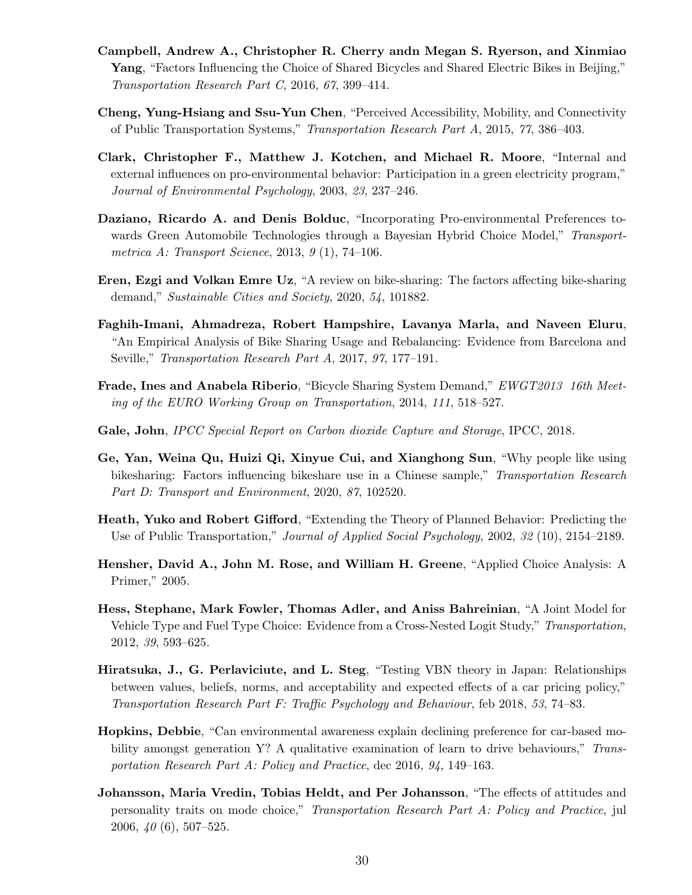**Campbell, Andrew A., Christopher R. Cherry andn Megan S. Ryerson, and Xinmiao Yang**, "Factors Influencing the Choice of Shared Bicycles and Shared Electric Bikes in Beijing," *Transportation Research Part C*, 2016, *67*, 399–414.

**Cheng, Yung-Hsiang and Ssu-Yun Chen**, "Perceived Accessibility, Mobility, and Connectivity of Public Transportation Systems," *Transportation Research Part A*, 2015, *77*, 386–403.

**Clark, Christopher F., Matthew J. Kotchen, and Michael R. Moore**, "Internal and external influences on pro-environmental behavior: Participation in a green electricity program," *Journal of Environmental Psychology*, 2003, *23*, 237–246.

**Daziano, Ricardo A. and Denis Bolduc**, "Incorporating Pro-environmental Preferences towards Green Automobile Technologies through a Bayesian Hybrid Choice Model," *Transportmetrica A: Transport Science*, 2013, *9* (1), 74–106.

**Eren, Ezgi and Volkan Emre Uz**, "A review on bike-sharing: The factors affecting bike-sharing demand," *Sustainable Cities and Society*, 2020, *54*, 101882.

**Faghih-Imani, Ahmadreza, Robert Hampshire, Lavanya Marla, and Naveen Eluru**, "An Empirical Analysis of Bike Sharing Usage and Rebalancing: Evidence from Barcelona and Seville," *Transportation Research Part A*, 2017, *97*, 177–191.

**Frade, Ines and Anabela Riberio**, "Bicycle Sharing System Demand," *EWGT2013 16th Meeting of the EURO Working Group on Transportation*, 2014, *111*, 518–527.

**Gale, John**, *IPCC Special Report on Carbon dioxide Capture and Storage*, IPCC, 2018.

**Ge, Yan, Weina Qu, Huizi Qi, Xinyue Cui, and Xianghong Sun**, "Why people like using bikesharing: Factors influencing bikeshare use in a Chinese sample," *Transportation Research Part D: Transport and Environment*, 2020, *87*, 102520.

**Heath, Yuko and Robert Gifford**, "Extending the Theory of Planned Behavior: Predicting the Use of Public Transportation," *Journal of Applied Social Psychology*, 2002, *32* (10), 2154–2189.

**Hensher, David A., John M. Rose, and William H. Greene**, "Applied Choice Analysis: A Primer," 2005.

**Hess, Stephane, Mark Fowler, Thomas Adler, and Aniss Bahreinian**, "A Joint Model for Vehicle Type and Fuel Type Choice: Evidence from a Cross-Nested Logit Study," *Transportation*, 2012, *39*, 593–625.

**Hiratsuka, J., G. Perlaviciute, and L. Steg**, "Testing VBN theory in Japan: Relationships between values, beliefs, norms, and acceptability and expected effects of a car pricing policy," *Transportation Research Part F: Traffic Psychology and Behaviour*, feb 2018, *53*, 74–83.

**Hopkins, Debbie**, "Can environmental awareness explain declining preference for car-based mobility amongst generation Y? A qualitative examination of learn to drive behaviours," *Transportation Research Part A: Policy and Practice*, dec 2016, *94*, 149–163.

**Johansson, Maria Vredin, Tobias Heldt, and Per Johansson**, "The effects of attitudes and personality traits on mode choice," *Transportation Research Part A: Policy and Practice*, jul 2006, *40* (6), 507–525.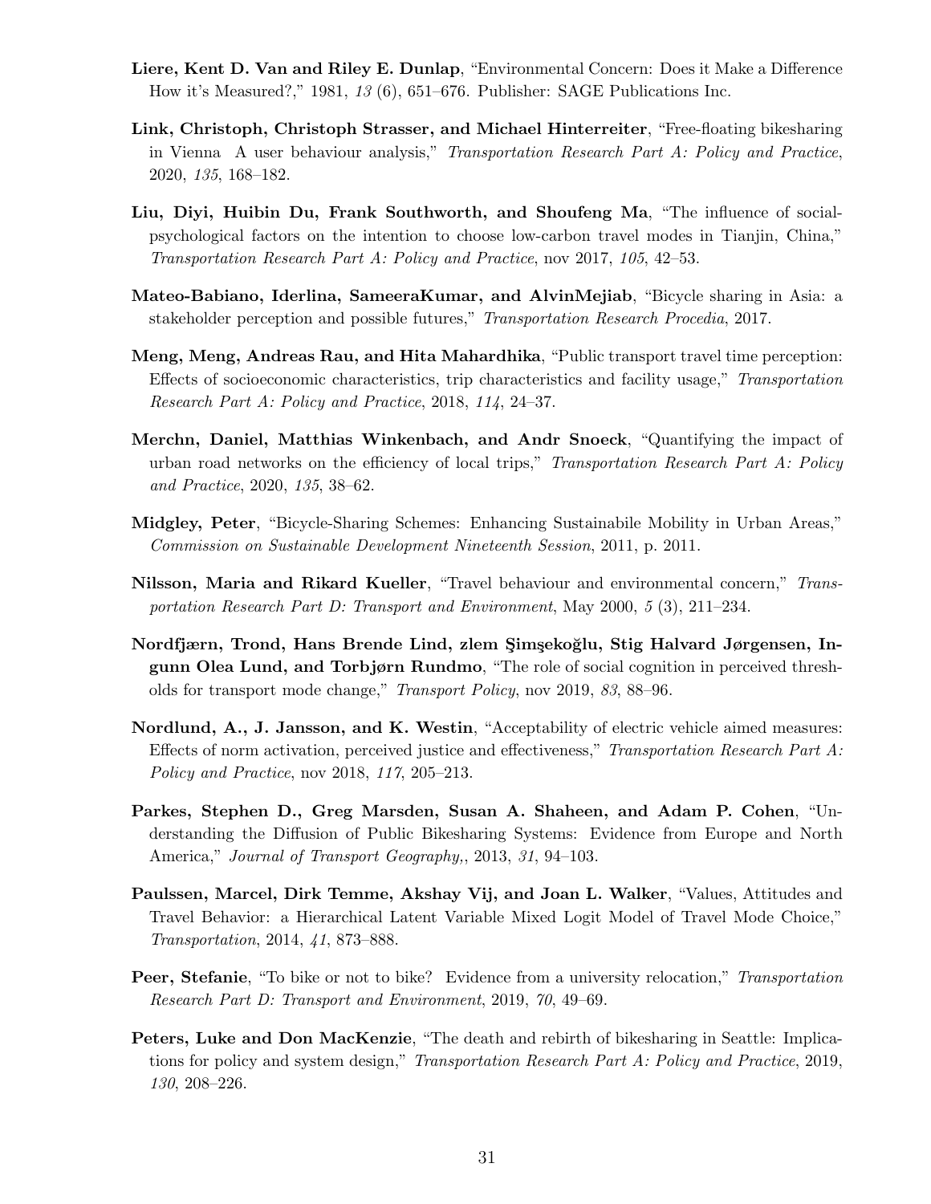**Liere, Kent D. Van and Riley E. Dunlap**, "Environmental Concern: Does it Make a Difference How it's Measured?," 1981, *13* (6), 651–676. Publisher: SAGE Publications Inc.

**Link, Christoph, Christoph Strasser, and Michael Hinterreiter**, "Free-floating bikesharing in Vienna  A user behaviour analysis," *Transportation Research Part A: Policy and Practice*, 2020, *135*, 168–182.

**Liu, Diyi, Huibin Du, Frank Southworth, and Shoufeng Ma**, "The influence of social-psychological factors on the intention to choose low-carbon travel modes in Tianjin, China," *Transportation Research Part A: Policy and Practice*, nov 2017, *105*, 42–53.

**Mateo-Babiano, Iderlina, SameeraKumar, and AlvinMejiab**, "Bicycle sharing in Asia: a stakeholder perception and possible futures," *Transportation Research Procedia*, 2017.

**Meng, Meng, Andreas Rau, and Hita Mahardhika**, "Public transport travel time perception: Effects of socioeconomic characteristics, trip characteristics and facility usage," *Transportation Research Part A: Policy and Practice*, 2018, *114*, 24–37.

**Merchn, Daniel, Matthias Winkenbach, and Andr Snoeck**, "Quantifying the impact of urban road networks on the efficiency of local trips," *Transportation Research Part A: Policy and Practice*, 2020, *135*, 38–62.

**Midgley, Peter**, "Bicycle-Sharing Schemes: Enhancing Sustainabile Mobility in Urban Areas," *Commission on Sustainable Development Nineteenth Session*, 2011, p. 2011.

**Nilsson, Maria and Rikard Kueller**, "Travel behaviour and environmental concern," *Transportation Research Part D: Transport and Environment*, May 2000, *5* (3), 211–234.

**Nordfjærn, Trond, Hans Brende Lind, zlem Şimşekoğlu, Stig Halvard Jørgensen, Ingunn Olea Lund, and Torbjørn Rundmo**, "The role of social cognition in perceived thresholds for transport mode change," *Transport Policy*, nov 2019, *83*, 88–96.

**Nordlund, A., J. Jansson, and K. Westin**, "Acceptability of electric vehicle aimed measures: Effects of norm activation, perceived justice and effectiveness," *Transportation Research Part A: Policy and Practice*, nov 2018, *117*, 205–213.

**Parkes, Stephen D., Greg Marsden, Susan A. Shaheen, and Adam P. Cohen**, "Understanding the Diffusion of Public Bikesharing Systems: Evidence from Europe and North America," *Journal of Transport Geography,*, 2013, *31*, 94–103.

**Paulssen, Marcel, Dirk Temme, Akshay Vij, and Joan L. Walker**, "Values, Attitudes and Travel Behavior: a Hierarchical Latent Variable Mixed Logit Model of Travel Mode Choice," *Transportation*, 2014, *41*, 873–888.

**Peer, Stefanie**, "To bike or not to bike? Evidence from a university relocation," *Transportation Research Part D: Transport and Environment*, 2019, *70*, 49–69.

**Peters, Luke and Don MacKenzie**, "The death and rebirth of bikesharing in Seattle: Implications for policy and system design," *Transportation Research Part A: Policy and Practice*, 2019, *130*, 208–226.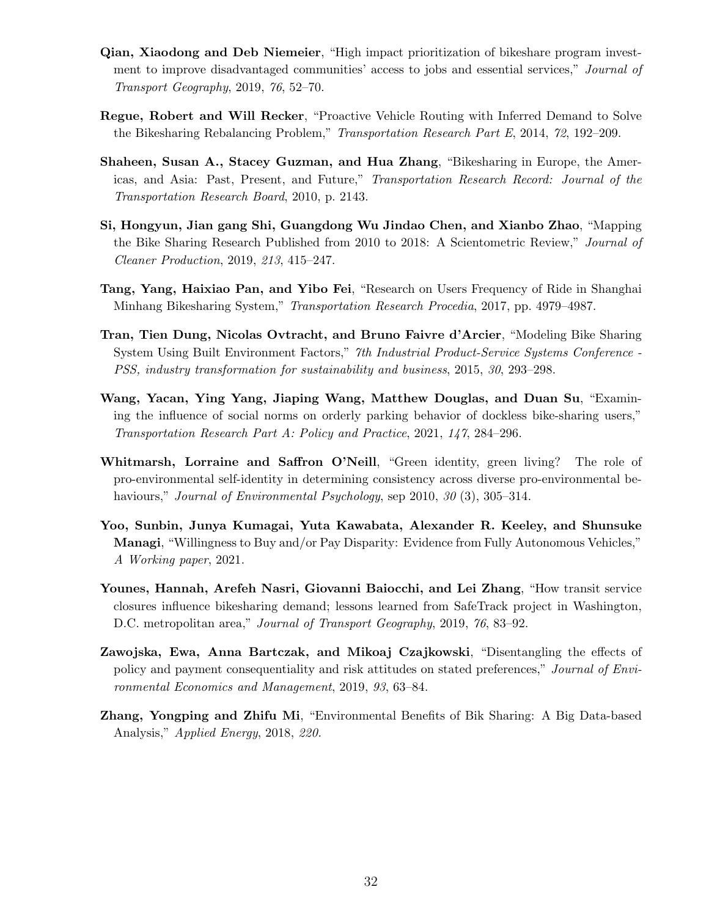**Qian, Xiaodong and Deb Niemeier**, "High impact prioritization of bikeshare program investment to improve disadvantaged communities' access to jobs and essential services," *Journal of Transport Geography*, 2019, *76*, 52–70.

**Regue, Robert and Will Recker**, "Proactive Vehicle Routing with Inferred Demand to Solve the Bikesharing Rebalancing Problem," *Transportation Research Part E*, 2014, *72*, 192–209.

**Shaheen, Susan A., Stacey Guzman, and Hua Zhang**, "Bikesharing in Europe, the Americas, and Asia: Past, Present, and Future," *Transportation Research Record: Journal of the Transportation Research Board*, 2010, p. 2143.

**Si, Hongyun, Jian gang Shi, Guangdong Wu Jindao Chen, and Xianbo Zhao**, "Mapping the Bike Sharing Research Published from 2010 to 2018: A Scientometric Review," *Journal of Cleaner Production*, 2019, *213*, 415–247.

**Tang, Yang, Haixiao Pan, and Yibo Fei**, "Research on Users Frequency of Ride in Shanghai Minhang Bikesharing System," *Transportation Research Procedia*, 2017, pp. 4979–4987.

**Tran, Tien Dung, Nicolas Ovtracht, and Bruno Faivre d'Arcier**, "Modeling Bike Sharing System Using Built Environment Factors," *7th Industrial Product-Service Systems Conference - PSS, industry transformation for sustainability and business*, 2015, *30*, 293–298.

**Wang, Yacan, Ying Yang, Jiaping Wang, Matthew Douglas, and Duan Su**, "Examining the influence of social norms on orderly parking behavior of dockless bike-sharing users," *Transportation Research Part A: Policy and Practice*, 2021, *147*, 284–296.

**Whitmarsh, Lorraine and Saffron O'Neill**, "Green identity, green living? The role of pro-environmental self-identity in determining consistency across diverse pro-environmental behaviours," *Journal of Environmental Psychology*, sep 2010, *30* (3), 305–314.

**Yoo, Sunbin, Junya Kumagai, Yuta Kawabata, Alexander R. Keeley, and Shunsuke Managi**, "Willingness to Buy and/or Pay Disparity: Evidence from Fully Autonomous Vehicles," *A Working paper*, 2021.

**Younes, Hannah, Arefeh Nasri, Giovanni Baiocchi, and Lei Zhang**, "How transit service closures influence bikesharing demand; lessons learned from SafeTrack project in Washington, D.C. metropolitan area," *Journal of Transport Geography*, 2019, *76*, 83–92.

**Zawojska, Ewa, Anna Bartczak, and Mikoaj Czajkowski**, "Disentangling the effects of policy and payment consequentiality and risk attitudes on stated preferences," *Journal of Environmental Economics and Management*, 2019, *93*, 63–84.

**Zhang, Yongping and Zhifu Mi**, "Environmental Benefits of Bik Sharing: A Big Data-based Analysis," *Applied Energy*, 2018, *220*.